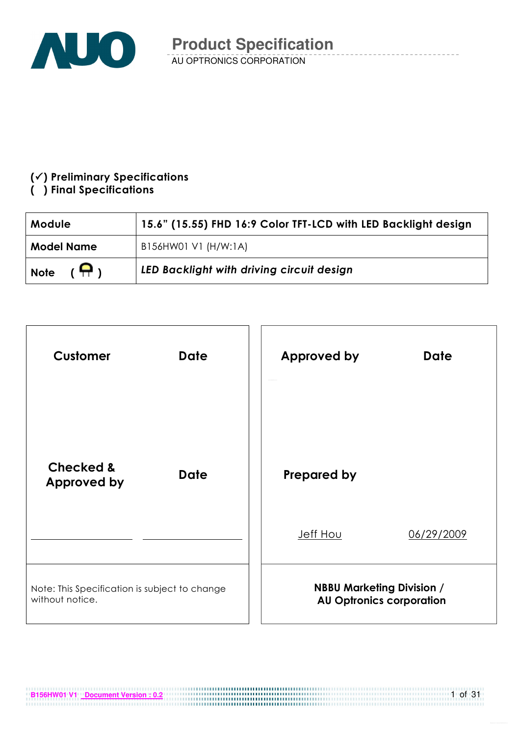# Product Specification

AU OPTRONICS CORPORATION

**(✓) Preliminary Specifications**
**( ) Final Specifications**

| Module | 15.6" (15.55) FHD 16:9 Color TFT-LCD with LED Backlight design |
|---|---|
| **Model Name** | B156HW01 V1 (H/W:1A) |
| **Note** | *LED Backlight with driving circuit design* |

| Customer | Date | Approved by | Date |
|---|---|---|---|
| | | | |
| **Checked & Approved by** | **Date** | **Prepared by** | |
| | | Jeff Hou | 06/29/2009 |
| Note: This Specification is subject to change without notice. | | **NBBU Marketing Division / AU Optronics corporation** | |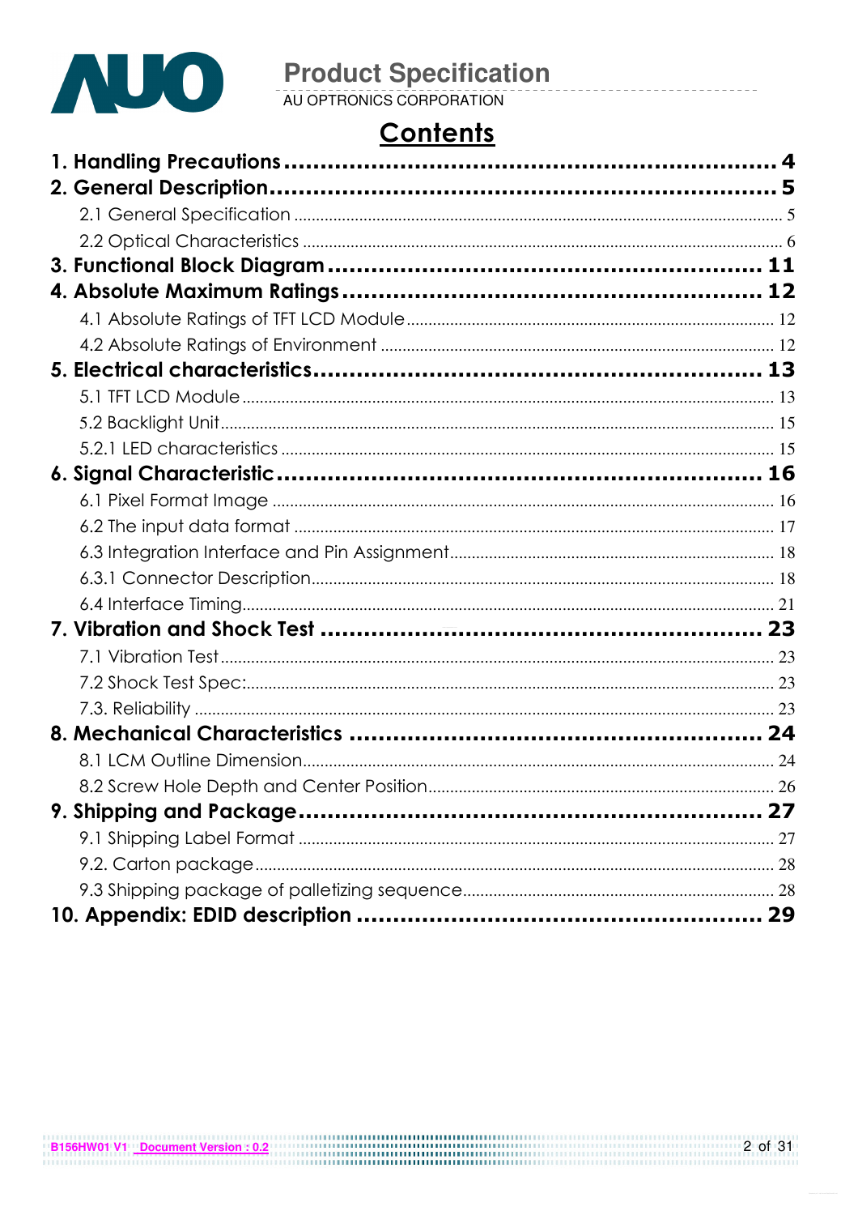# Contents

- **1. Handling Precautions** ........ 4
- **2. General Description** ........ 5
  - 2.1 General Specification ........ 5
  - 2.2 Optical Characteristics ........ 6
- **3. Functional Block Diagram** ........ 11
- **4. Absolute Maximum Ratings** ........ 12
  - 4.1 Absolute Ratings of TFT LCD Module ........ 12
  - 4.2 Absolute Ratings of Environment ........ 12
- **5. Electrical characteristics** ........ 13
  - 5.1 TFT LCD Module ........ 13
  - 5.2 Backlight Unit ........ 15
  - 5.2.1 LED characteristics ........ 15
- **6. Signal Characteristic** ........ 16
  - 6.1 Pixel Format Image ........ 16
  - 6.2 The input data format ........ 17
  - 6.3 Integration Interface and Pin Assignment ........ 18
  - 6.3.1 Connector Description ........ 18
  - 6.4 Interface Timing ........ 21
- **7. Vibration and Shock Test** ........ 23
  - 7.1 Vibration Test ........ 23
  - 7.2 Shock Test Spec: ........ 23
  - 7.3. Reliability ........ 23
- **8. Mechanical Characteristics** ........ 24
  - 8.1 LCM Outline Dimension ........ 24
  - 8.2 Screw Hole Depth and Center Position ........ 26
- **9. Shipping and Package** ........ 27
  - 9.1 Shipping Label Format ........ 27
  - 9.2. Carton package ........ 28
  - 9.3 Shipping package of palletizing sequence ........ 28
- **10. Appendix: EDID description** ........ 29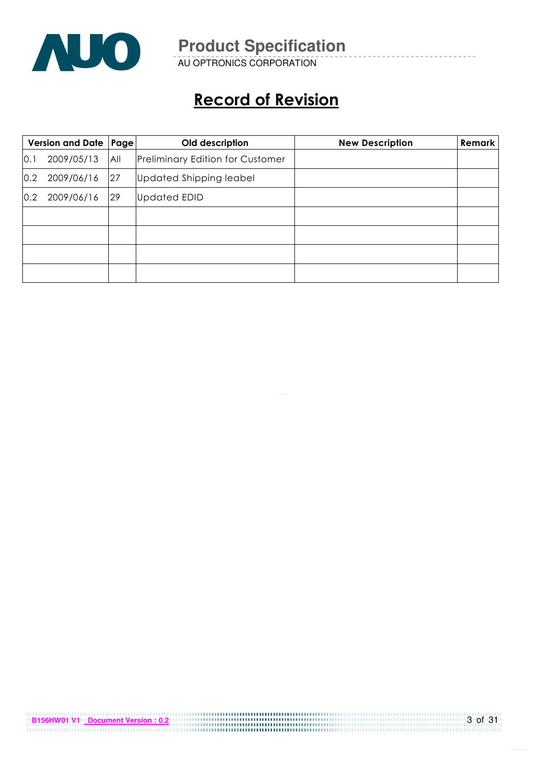# Record of Revision

| Version and Date | Page | Old description | New Description | Remark |
|---|---|---|---|---|
| 0.1 2009/05/13 | All | Preliminary Edition for Customer | | |
| 0.2 2009/06/16 | 27 | Updated Shipping leabel | | |
| 0.2 2009/06/16 | 29 | Updated EDID | | |
| | | | | |
| | | | | |
| | | | | |
| | | | | |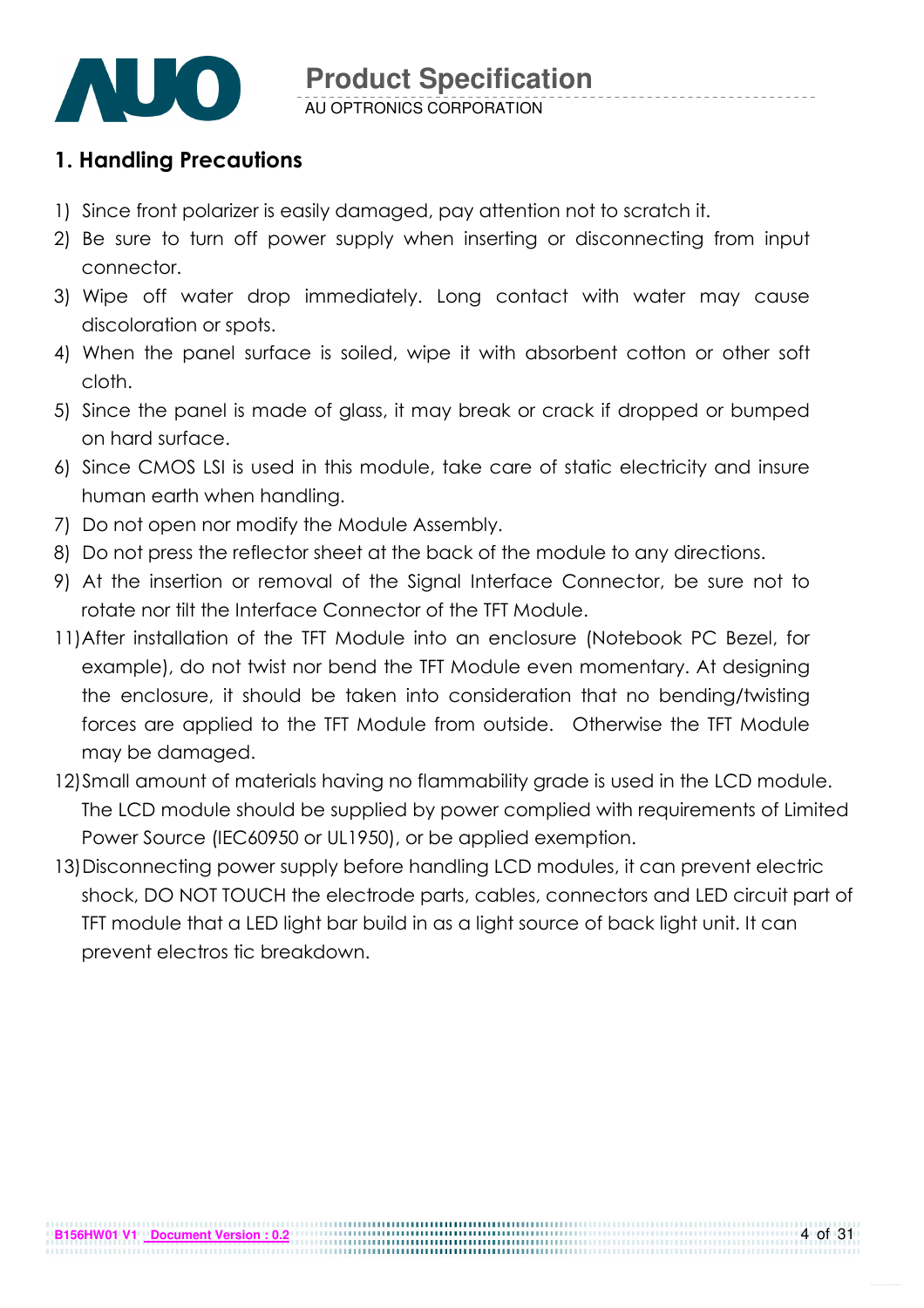## 1. Handling Precautions

1) Since front polarizer is easily damaged, pay attention not to scratch it.
2) Be sure to turn off power supply when inserting or disconnecting from input connector.
3) Wipe off water drop immediately. Long contact with water may cause discoloration or spots.
4) When the panel surface is soiled, wipe it with absorbent cotton or other soft cloth.
5) Since the panel is made of glass, it may break or crack if dropped or bumped on hard surface.
6) Since CMOS LSI is used in this module, take care of static electricity and insure human earth when handling.
7) Do not open nor modify the Module Assembly.
8) Do not press the reflector sheet at the back of the module to any directions.
9) At the insertion or removal of the Signal Interface Connector, be sure not to rotate nor tilt the Interface Connector of the TFT Module.

11) After installation of the TFT Module into an enclosure (Notebook PC Bezel, for example), do not twist nor bend the TFT Module even momentary. At designing the enclosure, it should be taken into consideration that no bending/twisting forces are applied to the TFT Module from outside. Otherwise the TFT Module may be damaged.
12) Small amount of materials having no flammability grade is used in the LCD module. The LCD module should be supplied by power complied with requirements of Limited Power Source (IEC60950 or UL1950), or be applied exemption.
13) Disconnecting power supply before handling LCD modules, it can prevent electric shock, DO NOT TOUCH the electrode parts, cables, connectors and LED circuit part of TFT module that a LED light bar build in as a light source of back light unit. It can prevent electros tic breakdown.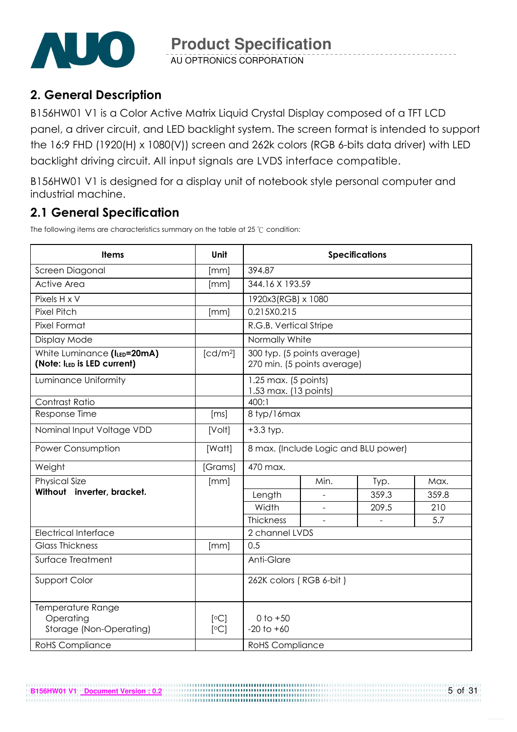## 2. General Description

B156HW01 V1 is a Color Active Matrix Liquid Crystal Display composed of a TFT LCD panel, a driver circuit, and LED backlight system. The screen format is intended to support the 16:9 FHD (1920(H) x 1080(V)) screen and 262k colors (RGB 6-bits data driver) with LED backlight driving circuit. All input signals are LVDS interface compatible.

B156HW01 V1 is designed for a display unit of notebook style personal computer and industrial machine.

## 2.1 General Specification

The following items are characteristics summary on the table at 25 ℃ condition:

| Items | Unit | Specifications | | | |
|---|---|---|---|---|---|
| Screen Diagonal | [mm] | 394.87 | | | |
| Active Area | [mm] | 344.16 X 193.59 | | | |
| Pixels H x V | | 1920x3(RGB) x 1080 | | | |
| Pixel Pitch | [mm] | 0.215X0.215 | | | |
| Pixel Format | | R.G.B. Vertical Stripe | | | |
| Display Mode | | Normally White | | | |
| White Luminance **($I_{LED}$=20mA)** **(Note: $I_{LED}$ is LED current)** | [cd/m²] | 300 typ. (5 points average)<br>270 min. (5 points average) | | | |
| Luminance Uniformity | | 1.25 max. (5 points)<br>1.53 max. (13 points) | | | |
| Contrast Ratio | | 400:1 | | | |
| Response Time | [ms] | 8 typ/16max | | | |
| Nominal Input Voltage VDD | [Volt] | +3.3 typ. | | | |
| Power Consumption | [Watt] | 8 max. (Include Logic and BLU power) | | | |
| Weight | [Grams] | 470 max. | | | |
| Physical Size **Without inverter, bracket.** | [mm] | | Min. | Typ. | Max. |
| | | Length | - | 359.3 | 359.8 |
| | | Width | - | 209.5 | 210 |
| | | Thickness | - | - | 5.7 |
| Electrical Interface | | 2 channel LVDS | | | |
| Glass Thickness | [mm] | 0.5 | | | |
| Surface Treatment | | Anti-Glare | | | |
| Support Color | | 262K colors ( RGB 6-bit ) | | | |
| Temperature Range<br>Operating<br>Storage (Non-Operating) | <br>[°C]<br>[°C] | <br>0 to +50<br>-20 to +60 | | | |
| RoHS Compliance | | RoHS Compliance | | | |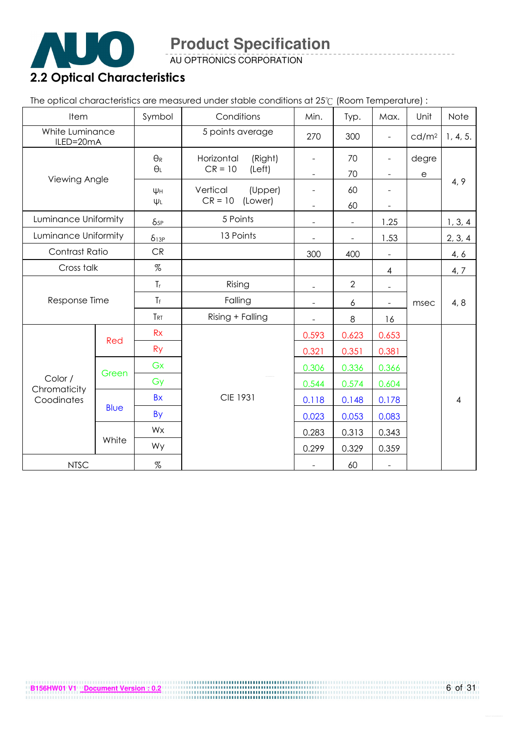## 2.2 Optical Characteristics

The optical characteristics are measured under stable conditions at 25℃ (Room Temperature) :

| Item | | Symbol | Conditions | Min. | Typ. | Max. | Unit | Note |
|---|---|---|---|---|---|---|---|---|
| White Luminance ILED=20mA | | | 5 points average | 270 | 300 | - | cd/m² | 1, 4, 5. |
| Viewing Angle | | $\theta_R$ | Horizontal (Right) CR = 10 | - | 70 | - | degree | 4, 9 |
| | | $\theta_L$ | (Left) | - | 70 | - | | |
| | | $\psi_H$ | Vertical (Upper) CR = 10 | - | 60 | - | | |
| | | $\psi_L$ | (Lower) | - | 60 | - | | |
| Luminance Uniformity | | $\delta_{5P}$ | 5 Points | - | - | 1.25 | | 1, 3, 4 |
| Luminance Uniformity | | $\delta_{13P}$ | 13 Points | - | - | 1.53 | | 2, 3, 4 |
| Contrast Ratio | | CR | | 300 | 400 | - | | 4, 6 |
| Cross talk | | % | | | | 4 | | 4, 7 |
| Response Time | | $T_r$ | Rising | - | 2 | - | msec | 4, 8 |
| | | $T_f$ | Falling | - | 6 | - | | |
| | | $T_{RT}$ | Rising + Falling | - | 8 | 16 | | |
| Color / Chromaticity Coodinates | Red | Rx | CIE 1931 | 0.593 | 0.623 | 0.653 | | 4 |
| | | Ry | | 0.321 | 0.351 | 0.381 | | |
| | Green | Gx | | 0.306 | 0.336 | 0.366 | | |
| | | Gy | | 0.544 | 0.574 | 0.604 | | |
| | Blue | Bx | | 0.118 | 0.148 | 0.178 | | |
| | | By | | 0.023 | 0.053 | 0.083 | | |
| | White | Wx | | 0.283 | 0.313 | 0.343 | | |
| | | Wy | | 0.299 | 0.329 | 0.359 | | |
| NTSC | | % | | - | 60 | - | | |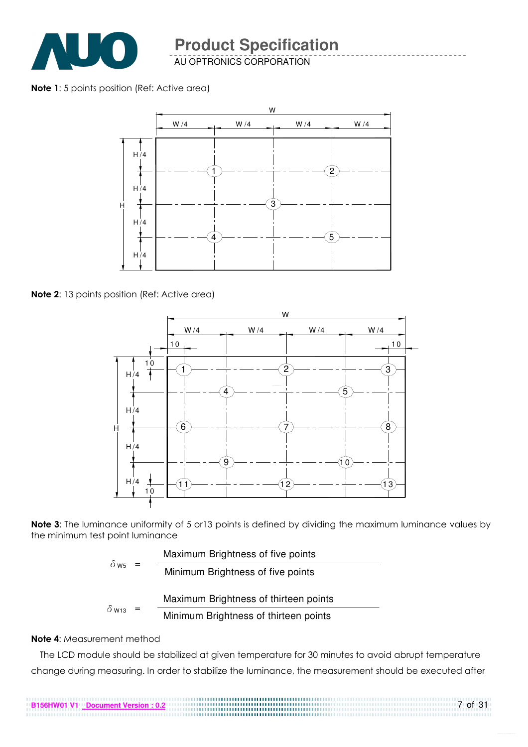**Note 1**: 5 points position (Ref: Active area)

**Note 2**: 13 points position (Ref: Active area)

**Note 3**: The luminance uniformity of 5 or13 points is defined by dividing the maximum luminance values by the minimum test point luminance

$$\delta_{W5} = \frac{\text{Maximum Brightness of five points}}{\text{Minimum Brightness of five points}}$$

$$\delta_{W13} = \frac{\text{Maximum Brightness of thirteen points}}{\text{Minimum Brightness of thirteen points}}$$

**Note 4**: Measurement method

The LCD module should be stabilized at given temperature for 30 minutes to avoid abrupt temperature change during measuring. In order to stabilize the luminance, the measurement should be executed after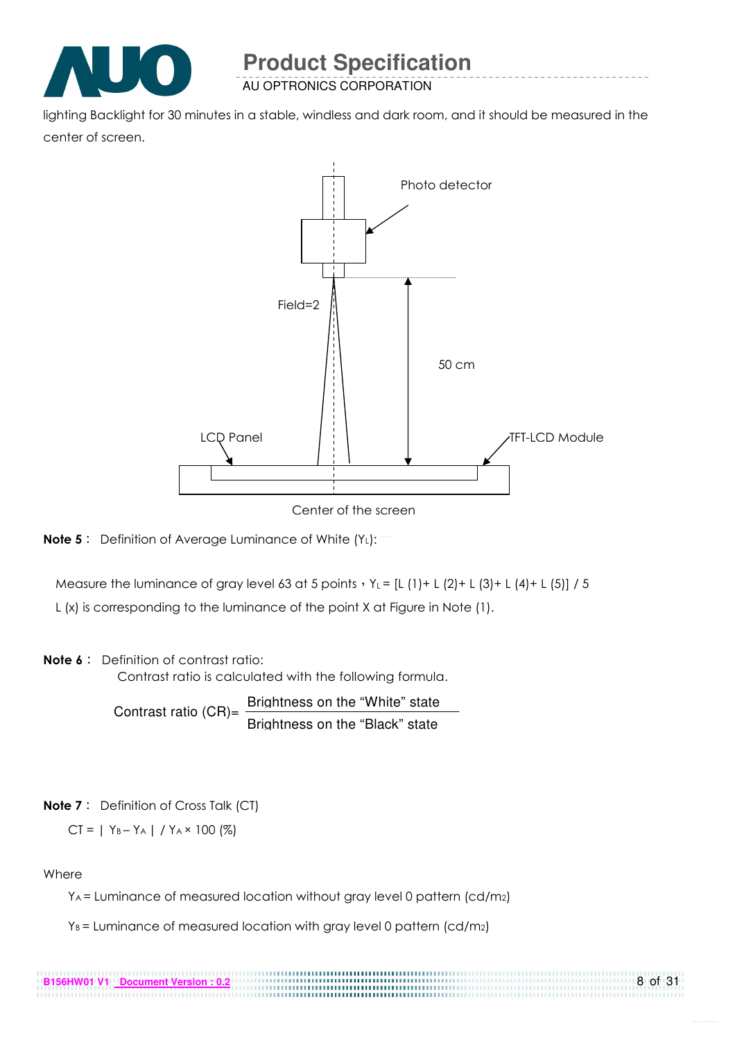lighting Backlight for 30 minutes in a stable, windless and dark room, and it should be measured in the center of screen.

Photo detector

Field=2

50 cm

LCD Panel

TFT-LCD Module

Center of the screen

**Note 5**： Definition of Average Luminance of White ($Y_L$):

Measure the luminance of gray level 63 at 5 points，$Y_L$ = [L (1)+ L (2)+ L (3)+ L (4)+ L (5)] / 5

L (x) is corresponding to the luminance of the point X at Figure in Note (1).

**Note 6**： Definition of contrast ratio:

Contrast ratio is calculated with the following formula.

$$\text{Contrast ratio (CR)} = \frac{\text{Brightness on the “White” state}}{\text{Brightness on the “Black” state}}$$

**Note 7**： Definition of Cross Talk (CT)

$CT = | Y_B - Y_A | / Y_A \times 100$ (%)

Where

$Y_A$ = Luminance of measured location without gray level 0 pattern (cd/m2)

$Y_B$ = Luminance of measured location with gray level 0 pattern (cd/m2)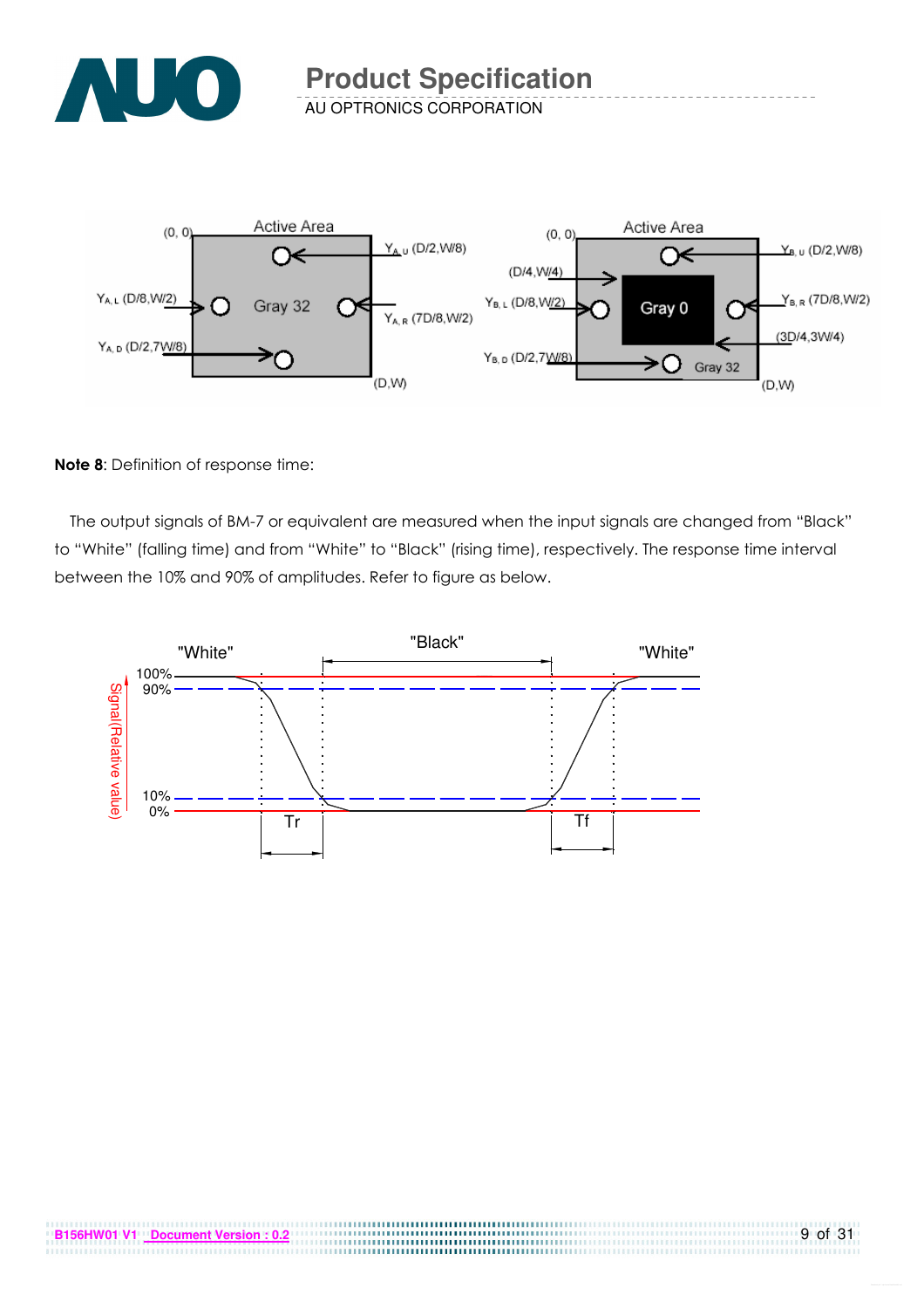**Note 8**: Definition of response time:

The output signals of BM-7 or equivalent are measured when the input signals are changed from "Black" to "White" (falling time) and from "White" to "Black" (rising time), respectively. The response time interval between the 10% and 90% of amplitudes. Refer to figure as below.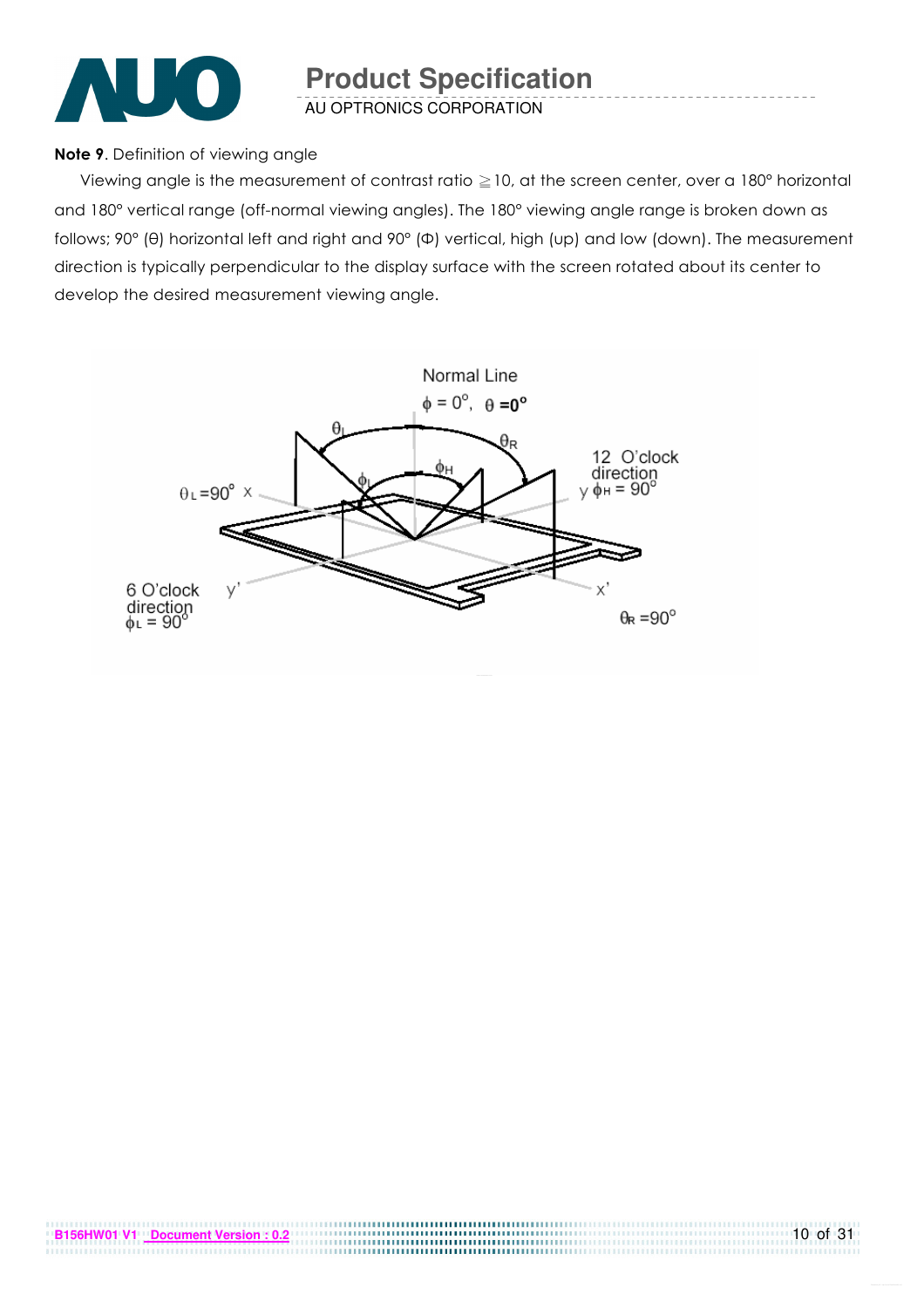**Note 9**. Definition of viewing angle

Viewing angle is the measurement of contrast ratio ≧10, at the screen center, over a 180° horizontal and 180° vertical range (off-normal viewing angles). The 180° viewing angle range is broken down as follows; 90° (θ) horizontal left and right and 90° (Φ) vertical, high (up) and low (down). The measurement direction is typically perpendicular to the display surface with the screen rotated about its center to develop the desired measurement viewing angle.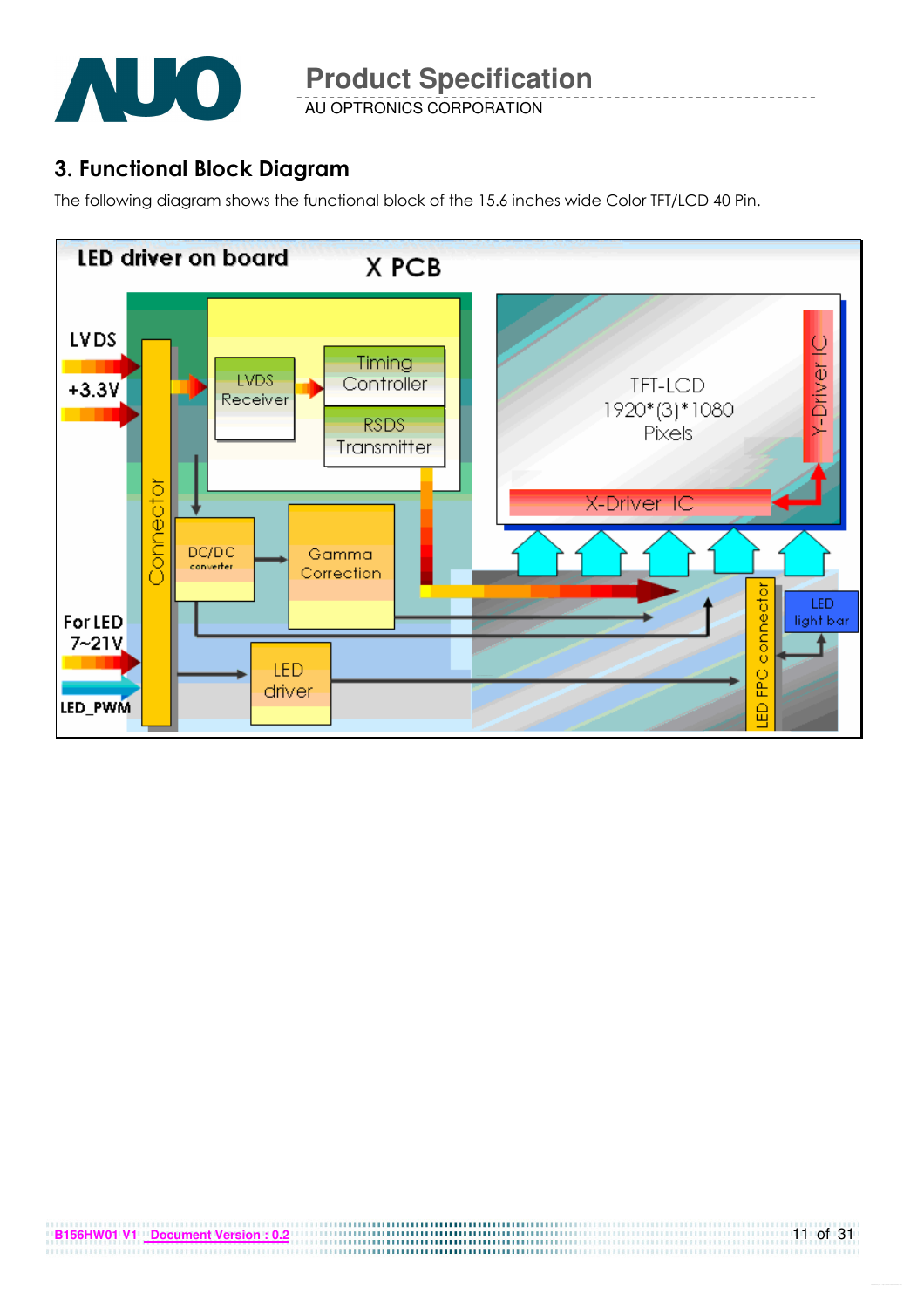## 3. Functional Block Diagram

The following diagram shows the functional block of the 15.6 inches wide Color TFT/LCD 40 Pin.

LED driver on board

X PCB

LVDS

+3.3V

For LED 7~21V

LED_PWM

Connector

LVDS Receiver

Timing Controller

RSDS Transmitter

DC/DC converter

Gamma Correction

LED driver

TFT-LCD 1920*(3)*1080 Pixels

Y-Driver IC

X-Driver IC

LED FPC connector

LED light bar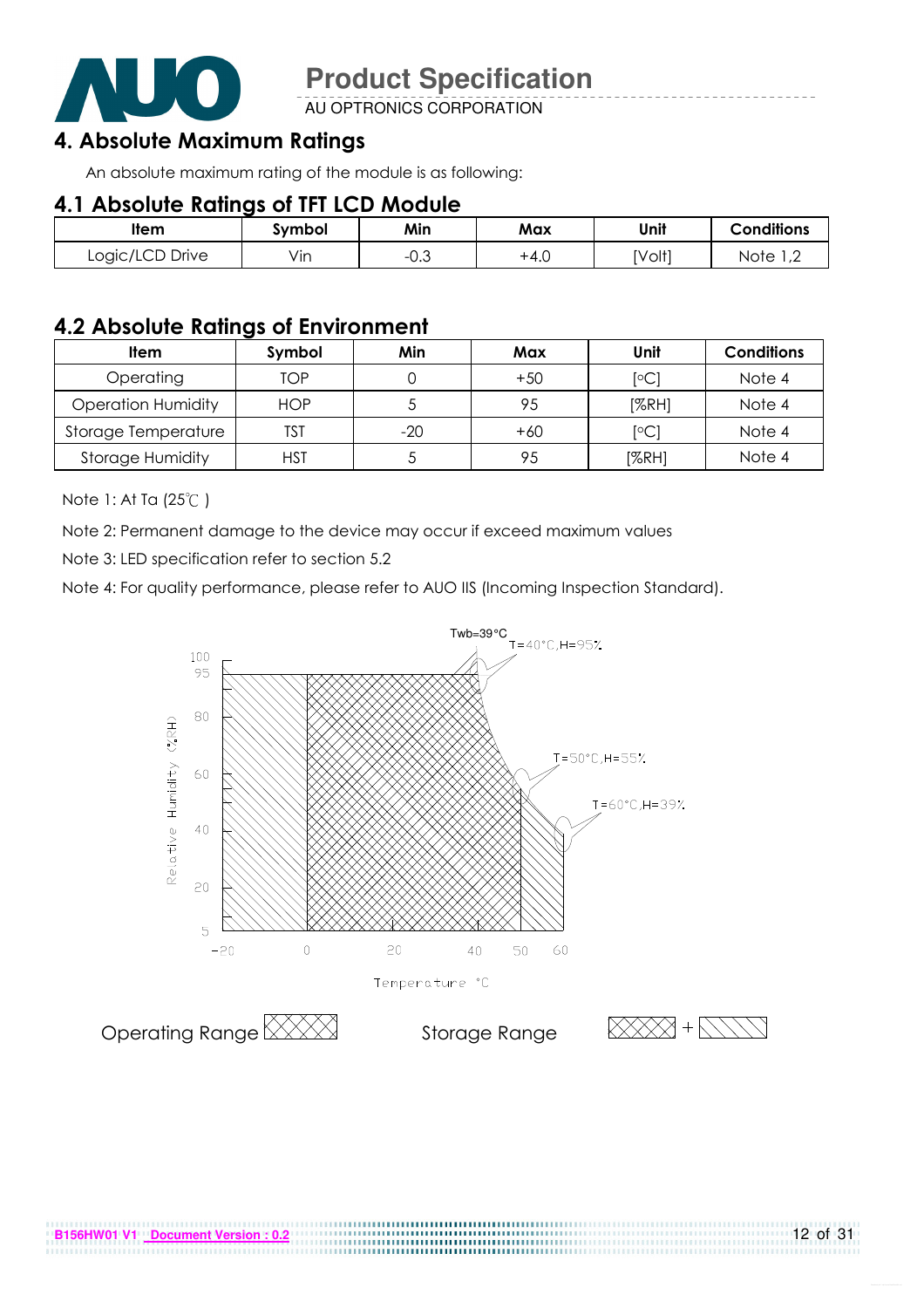## 4. Absolute Maximum Ratings

An absolute maximum rating of the module is as following:

### 4.1 Absolute Ratings of TFT LCD Module

| Item | Symbol | Min | Max | Unit | Conditions |
|---|---|---|---|---|---|
| Logic/LCD Drive | Vin | -0.3 | +4.0 | [Volt] | Note 1,2 |

### 4.2 Absolute Ratings of Environment

| Item | Symbol | Min | Max | Unit | Conditions |
|---|---|---|---|---|---|
| Operating | TOP | 0 | +50 | [°C] | Note 4 |
| Operation Humidity | HOP | 5 | 95 | [%RH] | Note 4 |
| Storage Temperature | TST | -20 | +60 | [°C] | Note 4 |
| Storage Humidity | HST | 5 | 95 | [%RH] | Note 4 |

Note 1: At Ta (25℃ )

Note 2: Permanent damage to the device may occur if exceed maximum values

Note 3: LED specification refer to section 5.2

Note 4: For quality performance, please refer to AUO IIS (Incoming Inspection Standard).

Twb=39°C

T=40°C,H=95%

T=50°C,H=55%

T=60°C,H=39%

Relative Humidity (%RH)

Temperature °C

Operating Range

Storage Range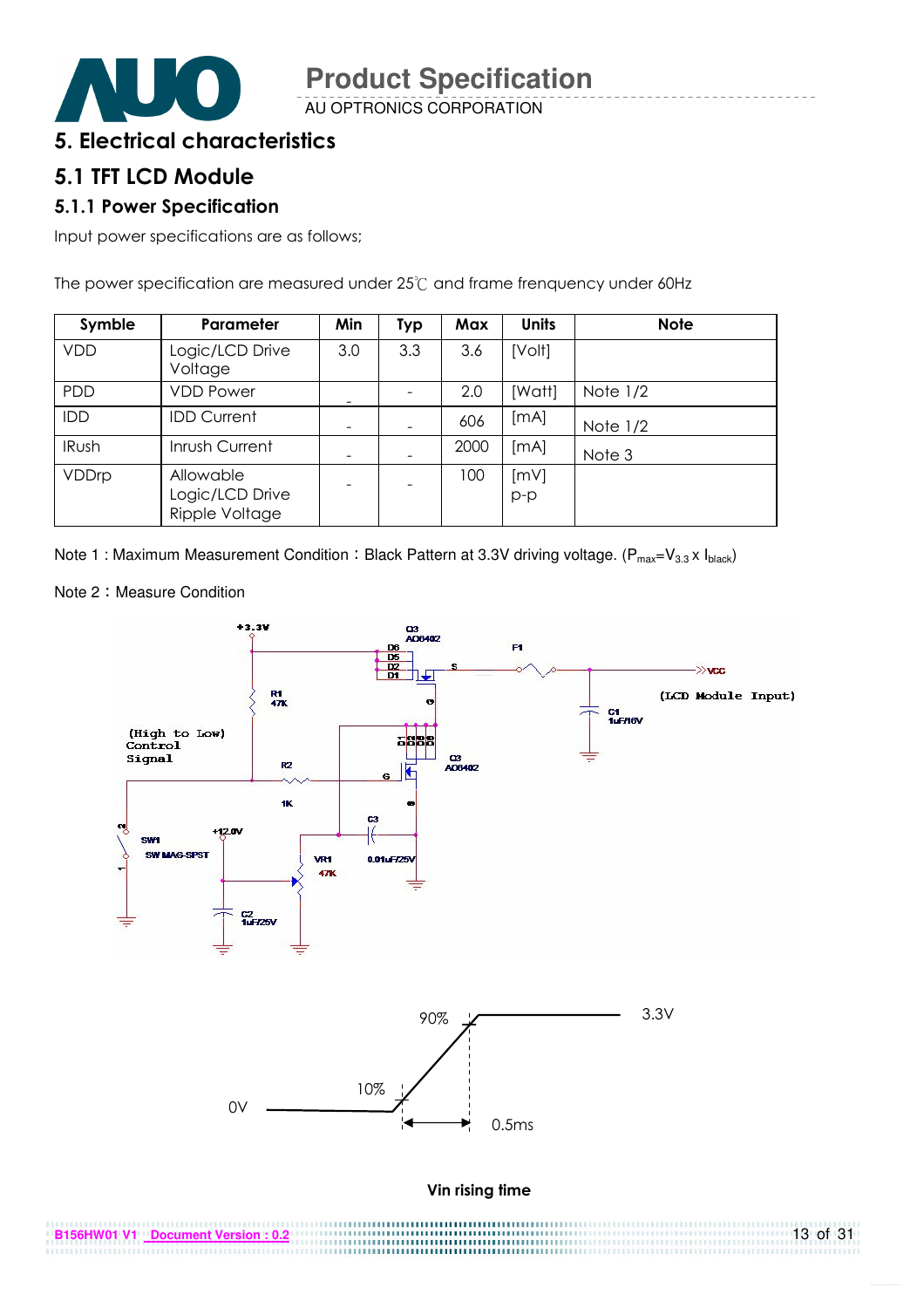# 5. Electrical characteristics

## 5.1 TFT LCD Module

### 5.1.1 Power Specification

Input power specifications are as follows;

The power specification are measured under 25℃ and frame frenquency under 60Hz

| Symble | Parameter | Min | Typ | Max | Units | Note |
|---|---|---|---|---|---|---|
| VDD | Logic/LCD Drive Voltage | 3.0 | 3.3 | 3.6 | [Volt] | |
| PDD | VDD Power | - | - | 2.0 | [Watt] | Note 1/2 |
| IDD | IDD Current | - | - | 606 | [mA] | Note 1/2 |
| IRush | Inrush Current | - | - | 2000 | [mA] | Note 3 |
| VDDrp | Allowable Logic/LCD Drive Ripple Voltage | - | - | 100 | [mV] p-p | |

Note 1 : Maximum Measurement Condition：Black Pattern at 3.3V driving voltage. ($P_{max}=V_{3.3} \times I_{black}$)

Note 2：Measure Condition

Vin rising time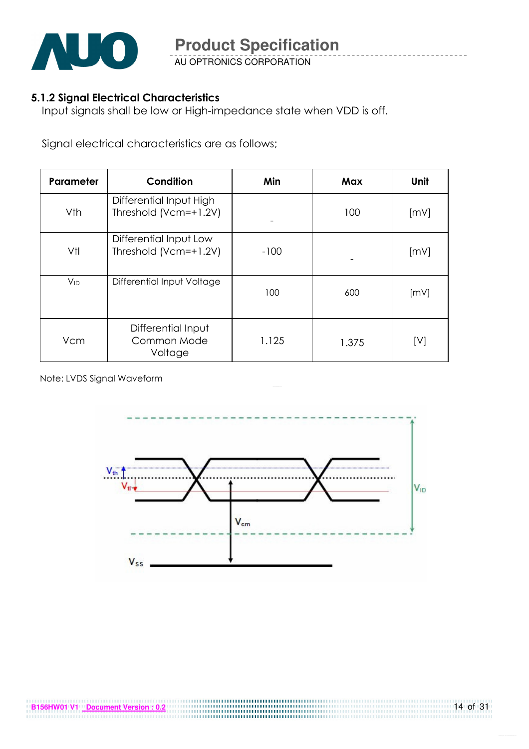### 5.1.2 Signal Electrical Characteristics

Input signals shall be low or High-impedance state when VDD is off.

Signal electrical characteristics are as follows;

| Parameter | Condition | Min | Max | Unit |
|---|---|---|---|---|
| Vth | Differential Input High Threshold (Vcm=+1.2V) | - | 100 | [mV] |
| Vtl | Differential Input Low Threshold (Vcm=+1.2V) | -100 | - | [mV] |
| $V_{ID}$ | Differential Input Voltage | 100 | 600 | [mV] |
| Vcm | Differential Input Common Mode Voltage | 1.125 | 1.375 | [V] |

Note: LVDS Signal Waveform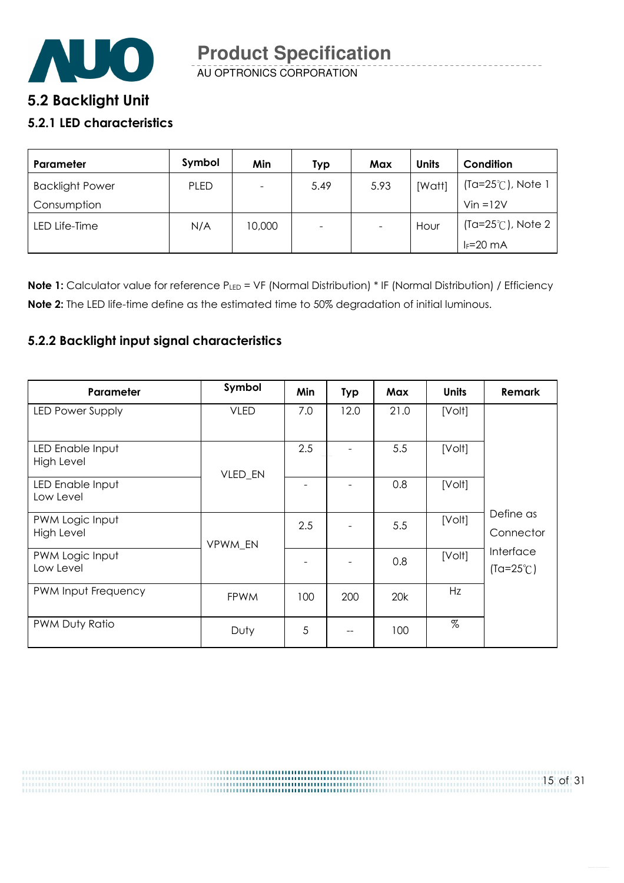## 5.2 Backlight Unit

### 5.2.1 LED characteristics

| Parameter | Symbol | Min | Typ | Max | Units | Condition |
|---|---|---|---|---|---|---|
| Backlight Power Consumption | PLED | - | 5.49 | 5.93 | [Watt] | (Ta=25℃), Note 1 Vin =12V |
| LED Life-Time | N/A | 10,000 | - | - | Hour | (Ta=25℃), Note 2 $I_F$=20 mA |

**Note 1:** Calculator value for reference $P_{LED}$ = VF (Normal Distribution) * IF (Normal Distribution) / Efficiency

**Note 2:** The LED life-time define as the estimated time to 50% degradation of initial luminous.

### 5.2.2 Backlight input signal characteristics

| Parameter | Symbol | Min | Typ | Max | Units | Remark |
|---|---|---|---|---|---|---|
| LED Power Supply | VLED | 7.0 | 12.0 | 21.0 | [Volt] | Define as Connector Interface (Ta=25℃) |
| LED Enable Input High Level | VLED_EN | 2.5 | - | 5.5 | [Volt] | |
| LED Enable Input Low Level | | - | - | 0.8 | [Volt] | |
| PWM Logic Input High Level | VPWM_EN | 2.5 | - | 5.5 | [Volt] | |
| PWM Logic Input Low Level | | - | - | 0.8 | [Volt] | |
| PWM Input Frequency | FPWM | 100 | 200 | 20k | Hz | |
| PWM Duty Ratio | Duty | 5 | -- | 100 | % | |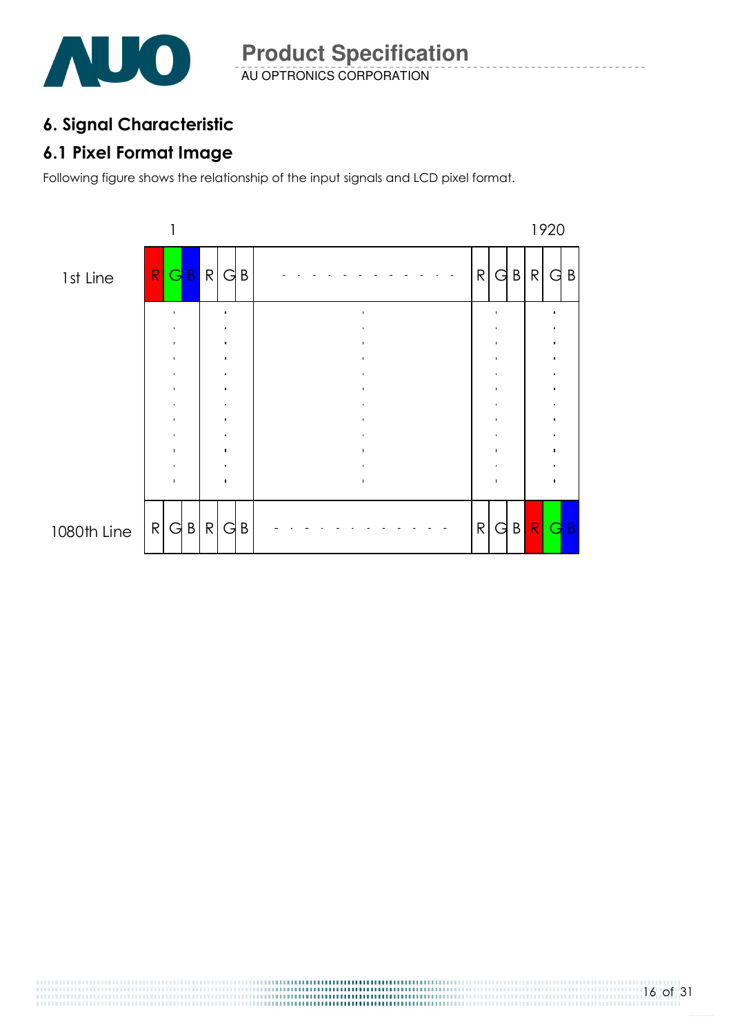# 6. Signal Characteristic

## 6.1 Pixel Format Image

Following figure shows the relationship of the input signals and LCD pixel format.

|  | 1 |  |  |  |  |  |  |  |  |  |  |  | 1920 |  |
|---|---|---|---|---|---|---|---|---|---|---|---|---|---|---|
| 1st Line | R | G | B | R | G | B | - - - - - - - - - - - - | R | G | B | R | G | B |
| ⋮ | | ⋮ | | | ⋮ | | ⋮ | | ⋮ | | | ⋮ | |
| 1080th Line | R | G | B | R | G | B | - - - - - - - - - - - - | R | G | B | R | G | B |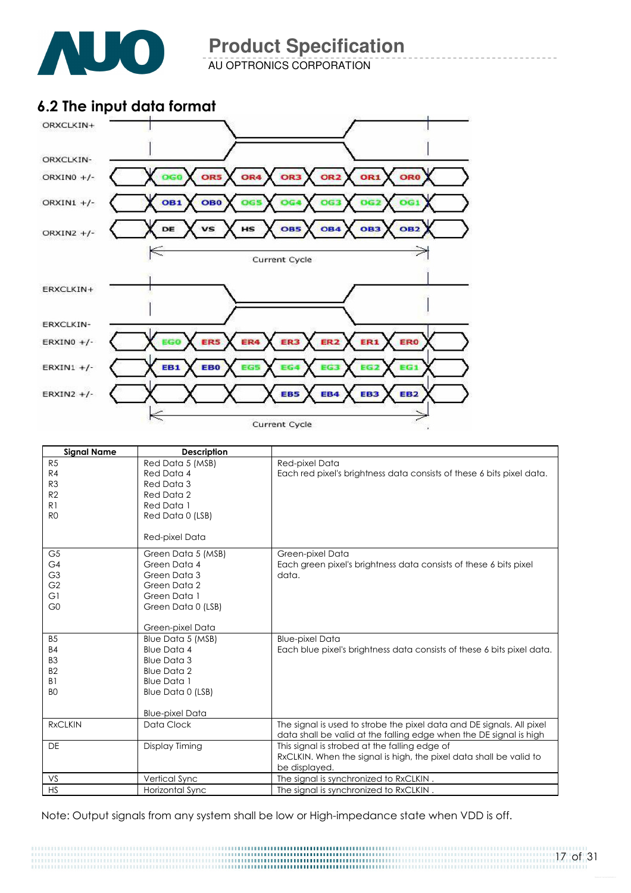## 6.2 The input data format

ORXCLKIN+
ORXCLKIN-
ORXIN0 +/- : OG0, OR5, OR4, OR3, OR2, OR1, OR0
ORXIN1 +/- : OB1, OB0, OG5, OG4, OG3, OG2, OG1
ORXIN2 +/- : DE, VS, HS, OB5, OB4, OB3, OB2

Current Cycle

ERXCLKIN+
ERXCLKIN-
ERXIN0 +/- : EG0, ER5, ER4, ER3, ER2, ER1, ER0
ERXIN1 +/- : EB1, EB0, EG5, EG4, EG3, EG2, EG1
ERXIN2 +/- : EB5, EB4, EB3, EB2

Current Cycle

| Signal Name | Description | |
|---|---|---|
| R5<br>R4<br>R3<br>R2<br>R1<br>R0 | Red Data 5 (MSB)<br>Red Data 4<br>Red Data 3<br>Red Data 2<br>Red Data 1<br>Red Data 0 (LSB)<br><br>Red-pixel Data | Red-pixel Data<br>Each red pixel's brightness data consists of these 6 bits pixel data. |
| G5<br>G4<br>G3<br>G2<br>G1<br>G0 | Green Data 5 (MSB)<br>Green Data 4<br>Green Data 3<br>Green Data 2<br>Green Data 1<br>Green Data 0 (LSB)<br><br>Green-pixel Data | Green-pixel Data<br>Each green pixel's brightness data consists of these 6 bits pixel data. |
| B5<br>B4<br>B3<br>B2<br>B1<br>B0 | Blue Data 5 (MSB)<br>Blue Data 4<br>Blue Data 3<br>Blue Data 2<br>Blue Data 1<br>Blue Data 0 (LSB)<br><br>Blue-pixel Data | Blue-pixel Data<br>Each blue pixel's brightness data consists of these 6 bits pixel data. |
| RxCLKIN | Data Clock | The signal is used to strobe the pixel data and DE signals. All pixel data shall be valid at the falling edge when the DE signal is high |
| DE | Display Timing | This signal is strobed at the falling edge of RxCLKIN. When the signal is high, the pixel data shall be valid to be displayed. |
| VS | Vertical Sync | The signal is synchronized to RxCLKIN . |
| HS | Horizontal Sync | The signal is synchronized to RxCLKIN . |

Note: Output signals from any system shall be low or High-impedance state when VDD is off.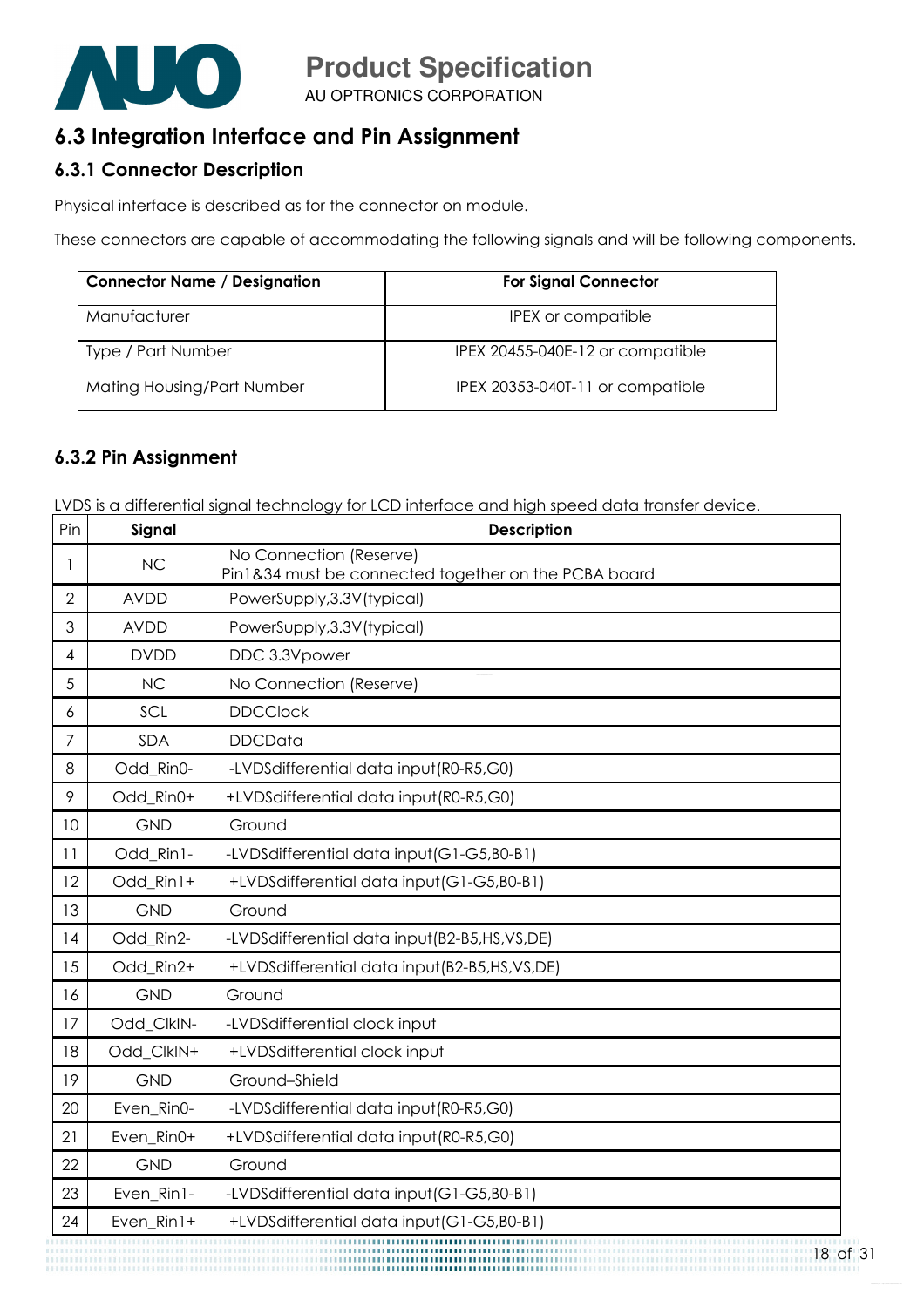## 6.3 Integration Interface and Pin Assignment

### 6.3.1 Connector Description

Physical interface is described as for the connector on module.

These connectors are capable of accommodating the following signals and will be following components.

| Connector Name / Designation | For Signal Connector |
|---|---|
| Manufacturer | IPEX or compatible |
| Type / Part Number | IPEX 20455-040E-12 or compatible |
| Mating Housing/Part Number | IPEX 20353-040T-11 or compatible |

### 6.3.2 Pin Assignment

LVDS is a differential signal technology for LCD interface and high speed data transfer device.

| Pin | Signal | Description |
|---|---|---|
| 1 | NC | No Connection (Reserve)<br>Pin1&34 must be connected together on the PCBA board |
| 2 | AVDD | PowerSupply,3.3V(typical) |
| 3 | AVDD | PowerSupply,3.3V(typical) |
| 4 | DVDD | DDC 3.3Vpower |
| 5 | NC | No Connection (Reserve) |
| 6 | SCL | DDCClock |
| 7 | SDA | DDCData |
| 8 | Odd_Rin0- | -LVDSdifferential data input(R0-R5,G0) |
| 9 | Odd_Rin0+ | +LVDSdifferential data input(R0-R5,G0) |
| 10 | GND | Ground |
| 11 | Odd_Rin1- | -LVDSdifferential data input(G1-G5,B0-B1) |
| 12 | Odd_Rin1+ | +LVDSdifferential data input(G1-G5,B0-B1) |
| 13 | GND | Ground |
| 14 | Odd_Rin2- | -LVDSdifferential data input(B2-B5,HS,VS,DE) |
| 15 | Odd_Rin2+ | +LVDSdifferential data input(B2-B5,HS,VS,DE) |
| 16 | GND | Ground |
| 17 | Odd_ClkIN- | -LVDSdifferential clock input |
| 18 | Odd_ClkIN+ | +LVDSdifferential clock input |
| 19 | GND | Ground–Shield |
| 20 | Even_Rin0- | -LVDSdifferential data input(R0-R5,G0) |
| 21 | Even_Rin0+ | +LVDSdifferential data input(R0-R5,G0) |
| 22 | GND | Ground |
| 23 | Even_Rin1- | -LVDSdifferential data input(G1-G5,B0-B1) |
| 24 | Even_Rin1+ | +LVDSdifferential data input(G1-G5,B0-B1) |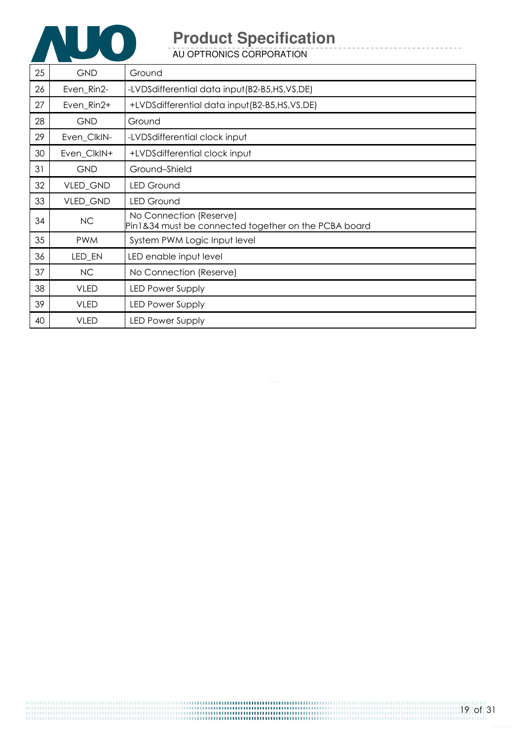| 25 | GND | Ground |
|---|---|---|
| 26 | Even_Rin2- | -LVDSdifferential data input(B2-B5,HS,VS,DE) |
| 27 | Even_Rin2+ | +LVDSdifferential data input(B2-B5,HS,VS,DE) |
| 28 | GND | Ground |
| 29 | Even_ClkIN- | -LVDSdifferential clock input |
| 30 | Even_ClkIN+ | +LVDSdifferential clock input |
| 31 | GND | Ground–Shield |
| 32 | VLED_GND | LED Ground |
| 33 | VLED_GND | LED Ground |
| 34 | NC | No Connection (Reserve)<br>Pin1&34 must be connected together on the PCBA board |
| 35 | PWM | System PWM Logic Input level |
| 36 | LED_EN | LED enable input level |
| 37 | NC | No Connection (Reserve) |
| 38 | VLED | LED Power Supply |
| 39 | VLED | LED Power Supply |
| 40 | VLED | LED Power Supply |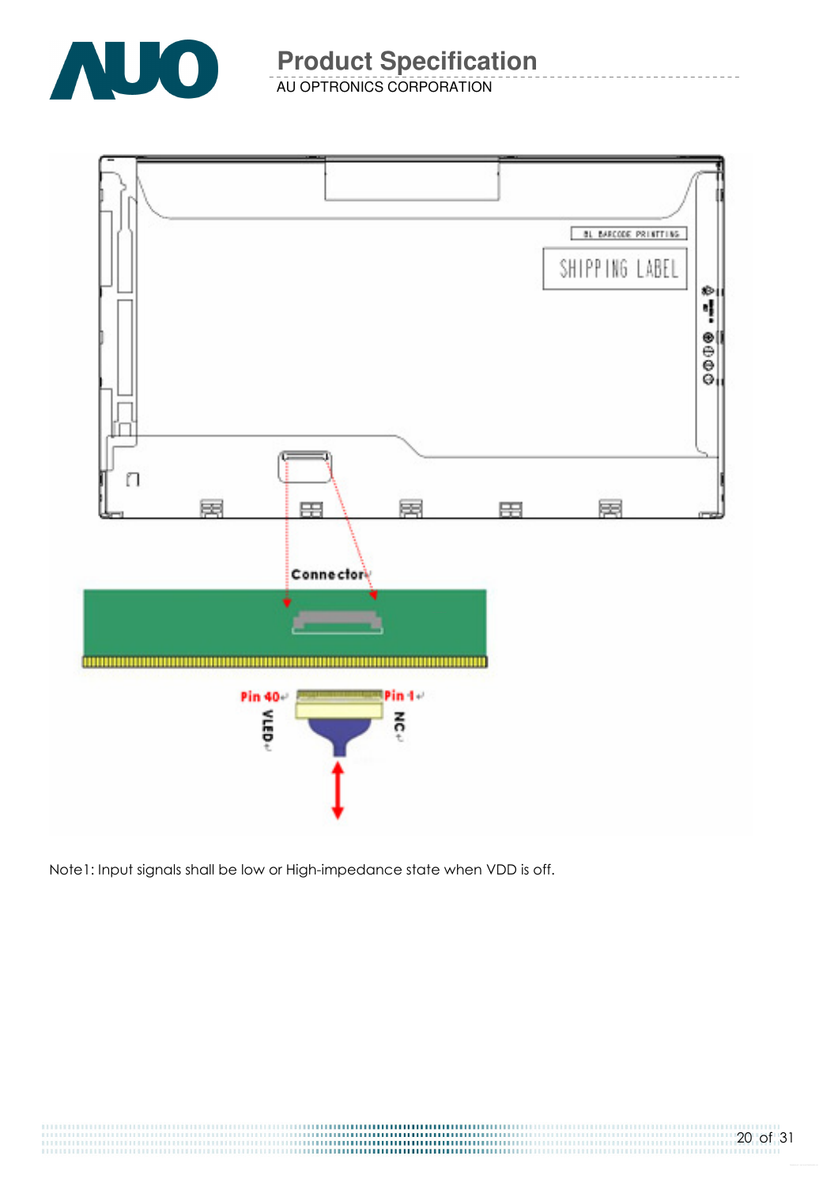Note1: Input signals shall be low or High-impedance state when VDD is off.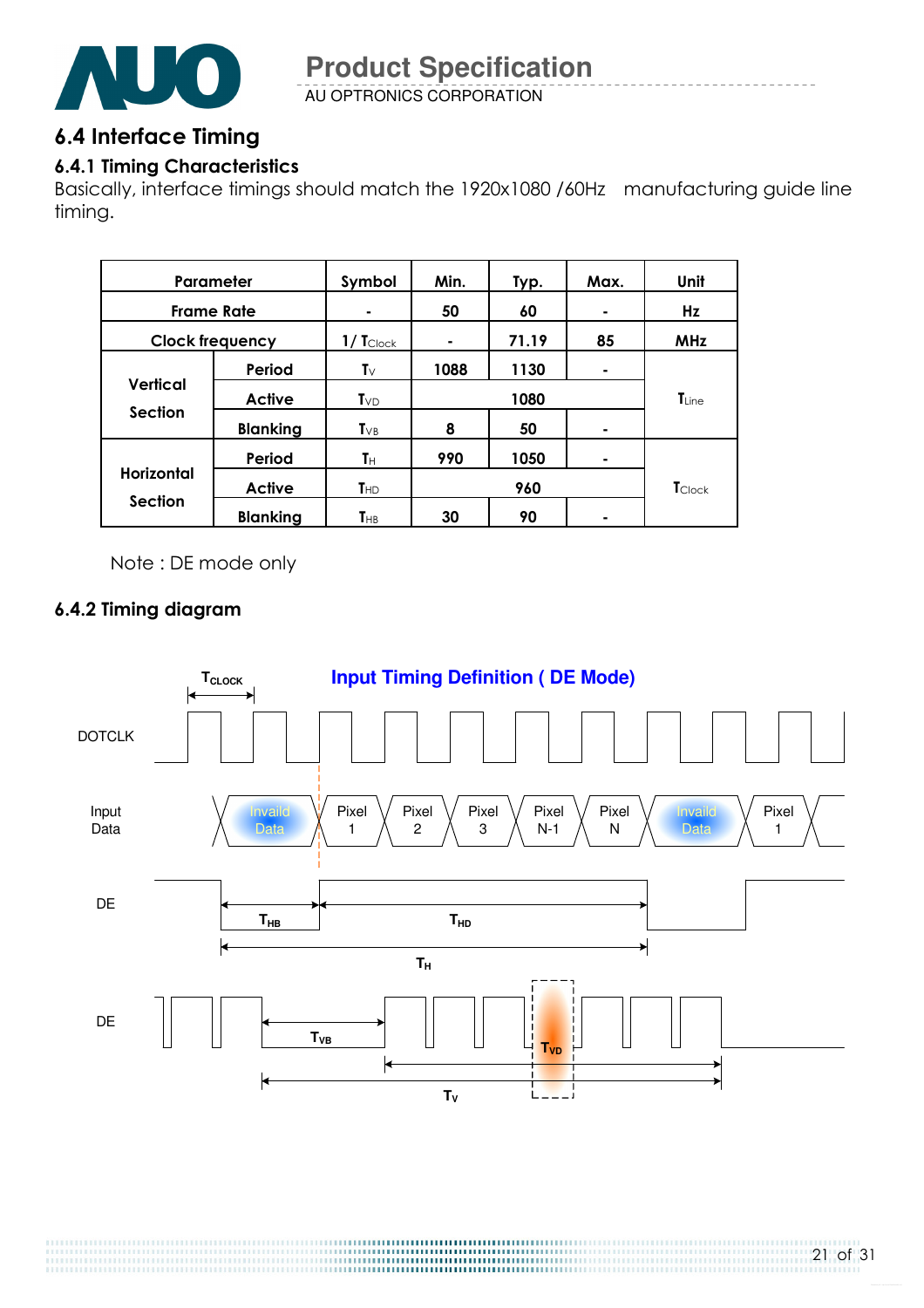## 6.4 Interface Timing

### 6.4.1 Timing Characteristics

Basically, interface timings should match the 1920x1080 /60Hz manufacturing guide line timing.

| Parameter | | Symbol | Min. | Typ. | Max. | Unit |
|---|---|---|---|---|---|---|
| Frame Rate | | - | 50 | 60 | - | Hz |
| Clock frequency | | $1/T_{Clock}$ | - | 71.19 | 85 | MHz |
| Vertical Section | Period | $T_V$ | 1088 | 1130 | - | $T_{Line}$ |
| | Active | $T_{VD}$ | 1080 | | | |
| | Blanking | $T_{VB}$ | 8 | 50 | - | |
| Horizontal Section | Period | $T_H$ | 990 | 1050 | - | $T_{Clock}$ |
| | Active | $T_{HD}$ | 960 | | | |
| | Blanking | $T_{HB}$ | 30 | 90 | - | |

Note : DE mode only

### 6.4.2 Timing diagram

**Input Timing Definition ( DE Mode)**

DOTCLK, Input Data (Invaild Data, Pixel 1, Pixel 2, Pixel 3, Pixel N-1, Pixel N, Invaild Data, Pixel 1), DE ($T_{HB}$, $T_{HD}$, $T_H$), DE ($T_{VB}$, $T_{VD}$, $T_V$), $T_{CLOCK}$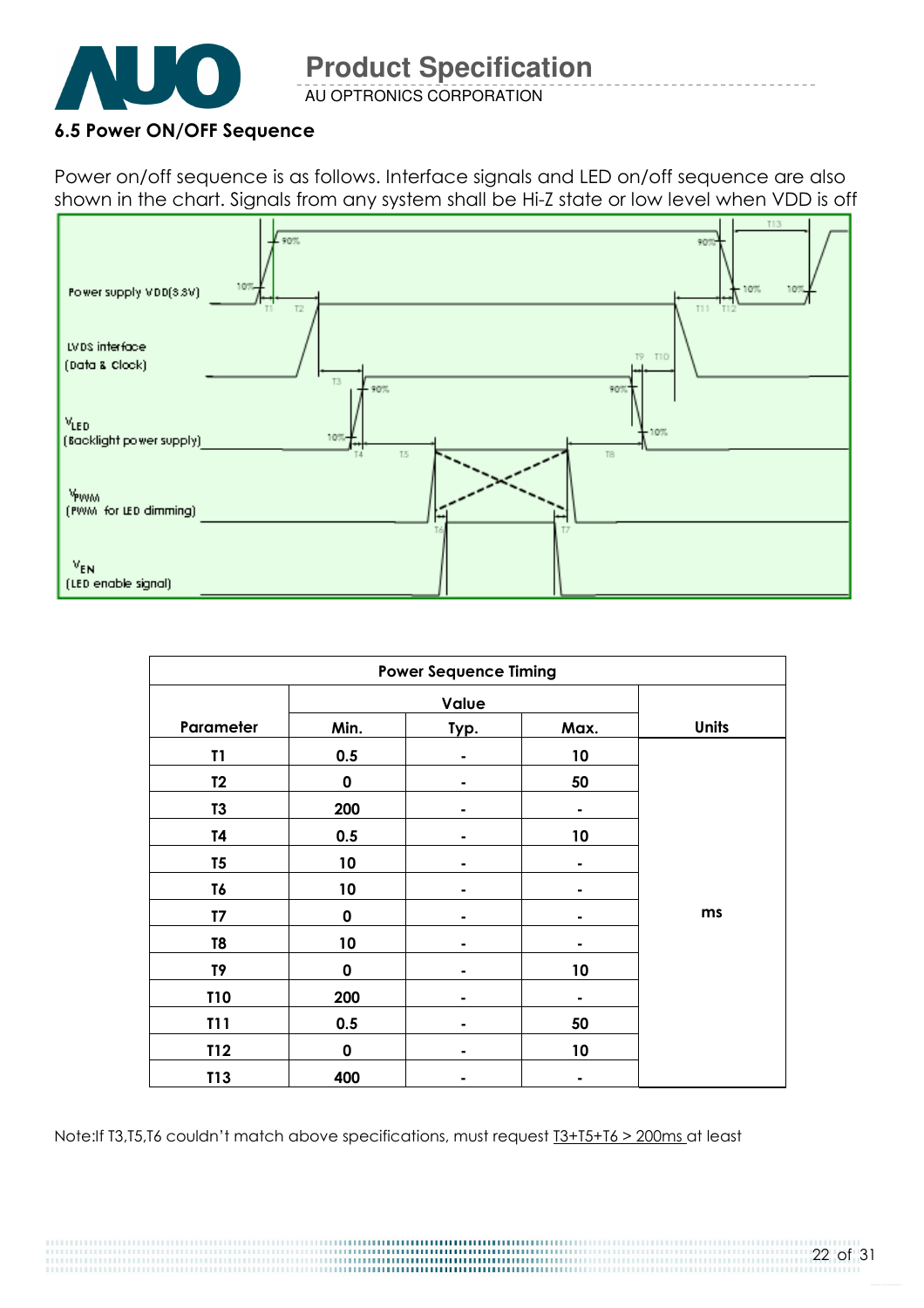### 6.5 Power ON/OFF Sequence

Power on/off sequence is as follows. Interface signals and LED on/off sequence are also shown in the chart. Signals from any system shall be Hi-Z state or low level when VDD is off

| Power Sequence Timing | | | | |
|---|---|---|---|---|
| Parameter | Value | | | Units |
| | Min. | Typ. | Max. | |
| T1 | 0.5 | - | 10 | ms |
| T2 | 0 | - | 50 | |
| T3 | 200 | - | - | |
| T4 | 0.5 | - | 10 | |
| T5 | 10 | - | - | |
| T6 | 10 | - | - | |
| T7 | 0 | - | - | |
| T8 | 10 | - | - | |
| T9 | 0 | - | 10 | |
| T10 | 200 | - | - | |
| T11 | 0.5 | - | 50 | |
| T12 | 0 | - | 10 | |
| T13 | 400 | - | - | |

Note:If T3,T5,T6 couldn't match above specifications, must request T3+T5+T6 > 200ms at least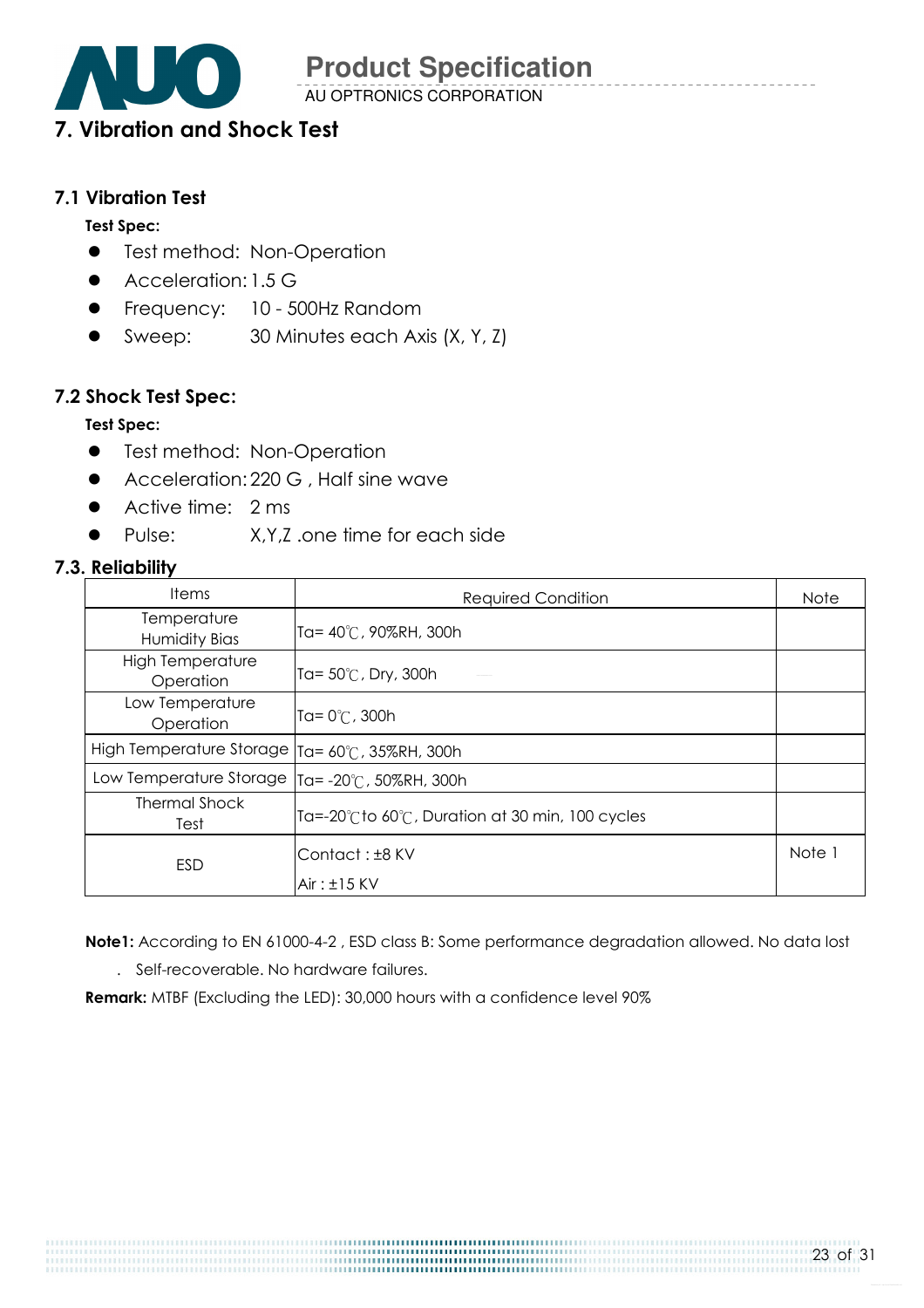## 7. Vibration and Shock Test

### 7.1 Vibration Test

**Test Spec:**

- Test method: Non-Operation
- Acceleration: 1.5 G
- Frequency: 10 - 500Hz Random
- Sweep: 30 Minutes each Axis (X, Y, Z)

### 7.2 Shock Test Spec:

**Test Spec:**

- Test method: Non-Operation
- Acceleration: 220 G , Half sine wave
- Active time: 2 ms
- Pulse: X,Y,Z .one time for each side

### 7.3. Reliability

| Items | Required Condition | Note |
|---|---|---|
| Temperature Humidity Bias | Ta= 40℃, 90%RH, 300h | |
| High Temperature Operation | Ta= 50℃, Dry, 300h | |
| Low Temperature Operation | Ta= 0℃, 300h | |
| High Temperature Storage | Ta= 60℃, 35%RH, 300h | |
| Low Temperature Storage | Ta= -20℃, 50%RH, 300h | |
| Thermal Shock Test | Ta=-20℃to 60℃, Duration at 30 min, 100 cycles | |
| ESD | Contact : ±8 KV<br>Air : ±15 KV | Note 1 |

**Note1:** According to EN 61000-4-2 , ESD class B: Some performance degradation allowed. No data lost . Self-recoverable. No hardware failures.

**Remark:** MTBF (Excluding the LED): 30,000 hours with a confidence level 90%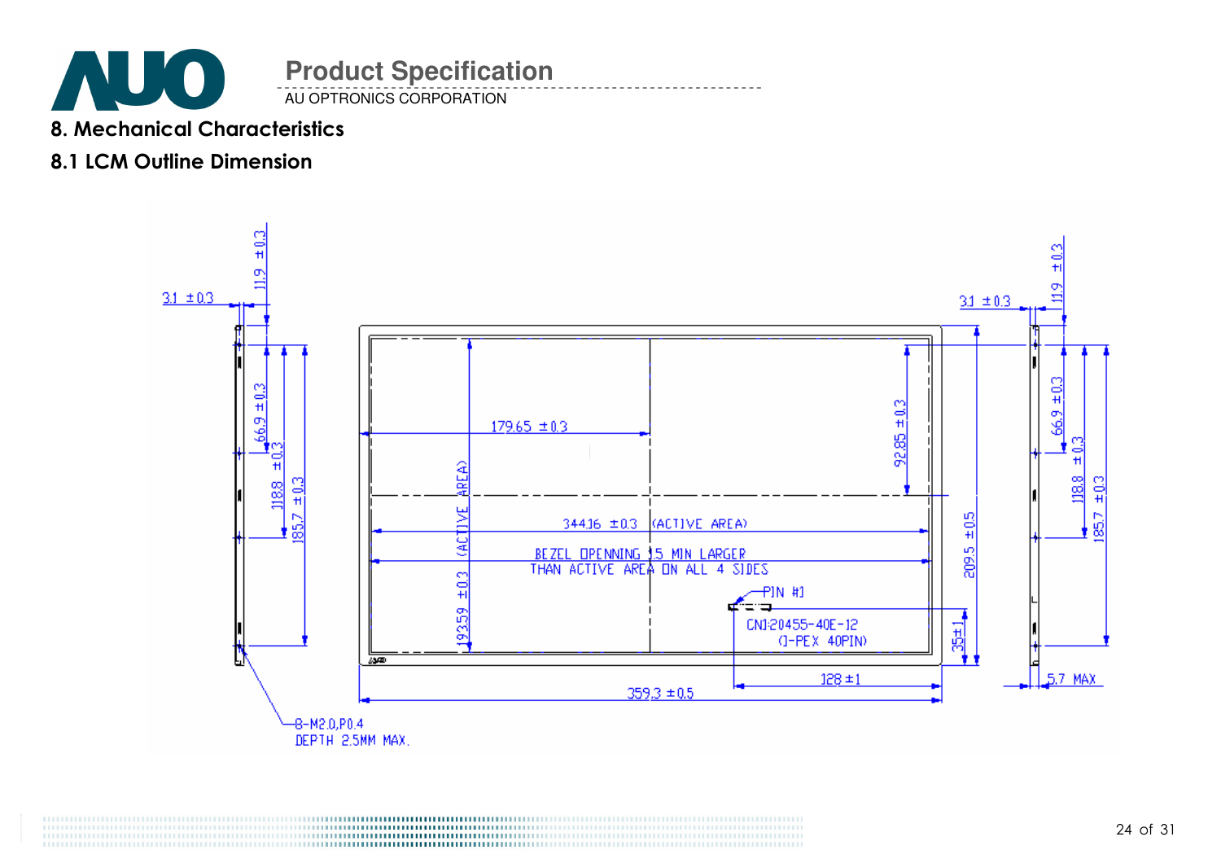## 8. Mechanical Characteristics

### 8.1 LCM Outline Dimension

3.1 ±0.3

11.9 ±0.3

66.9 ±0.3

118.8 ±0.3

185.7 ±0.3

179.65 ±0.3

92.85 ±0.3

344.16 ±0.3 (ACTIVE AREA)

BEZEL OPENNING 1.5 MIN LARGER THAN ACTIVE AREA ON ALL 4 SIDES

193.59 ±0.3 (ACTIVE AREA)

209.5 ±0.5

PIN #1

CN1:20455-40E-12 (I-PEX 40PIN)

35±1

128 ±1

359.3 ±0.5

5.7 MAX

8-M2.0,P0.4 DEPTH 2.5MM MAX.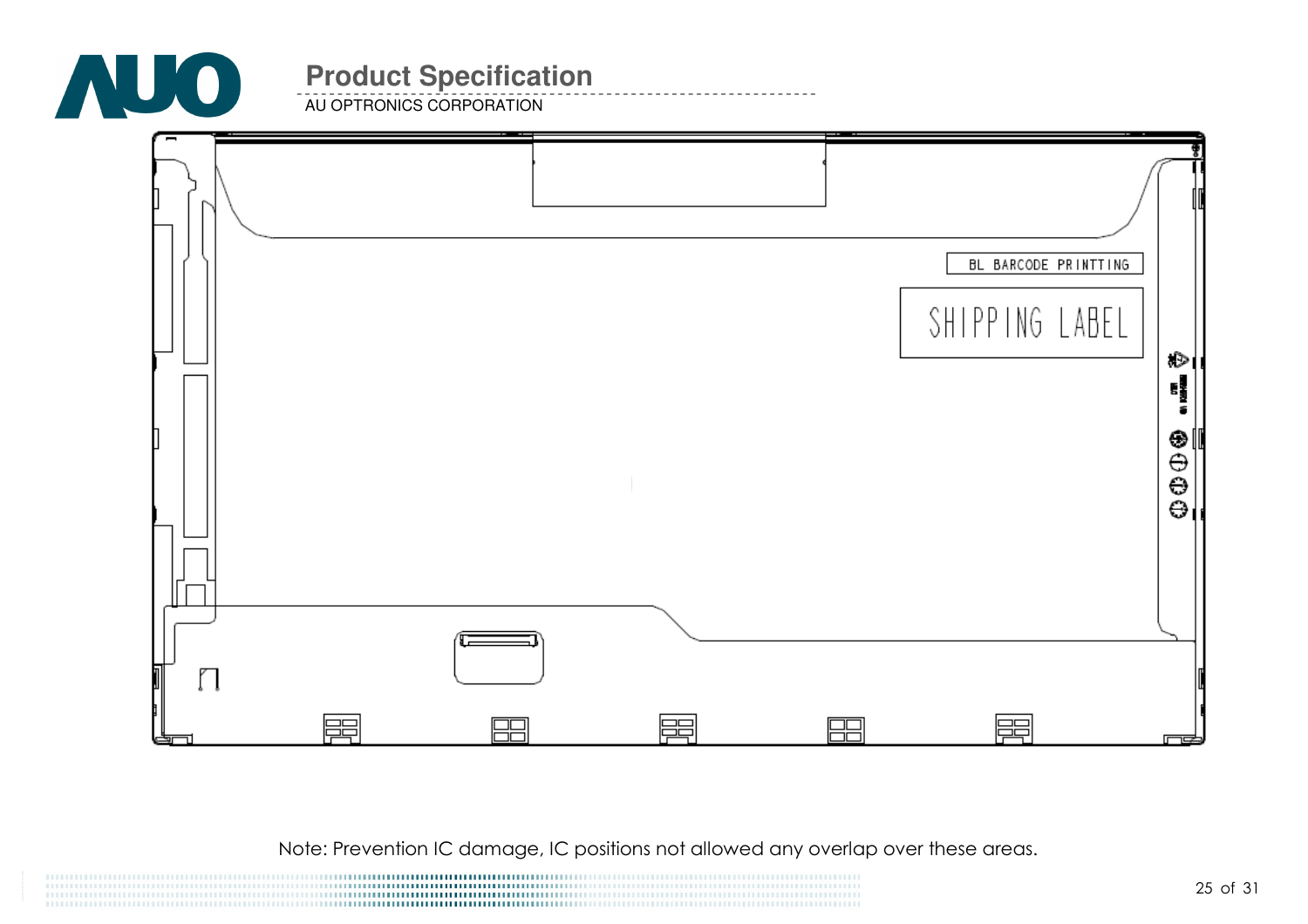BL BARCODE PRINTTING

SHIPPING LABEL

Note: Prevention IC damage, IC positions not allowed any overlap over these areas.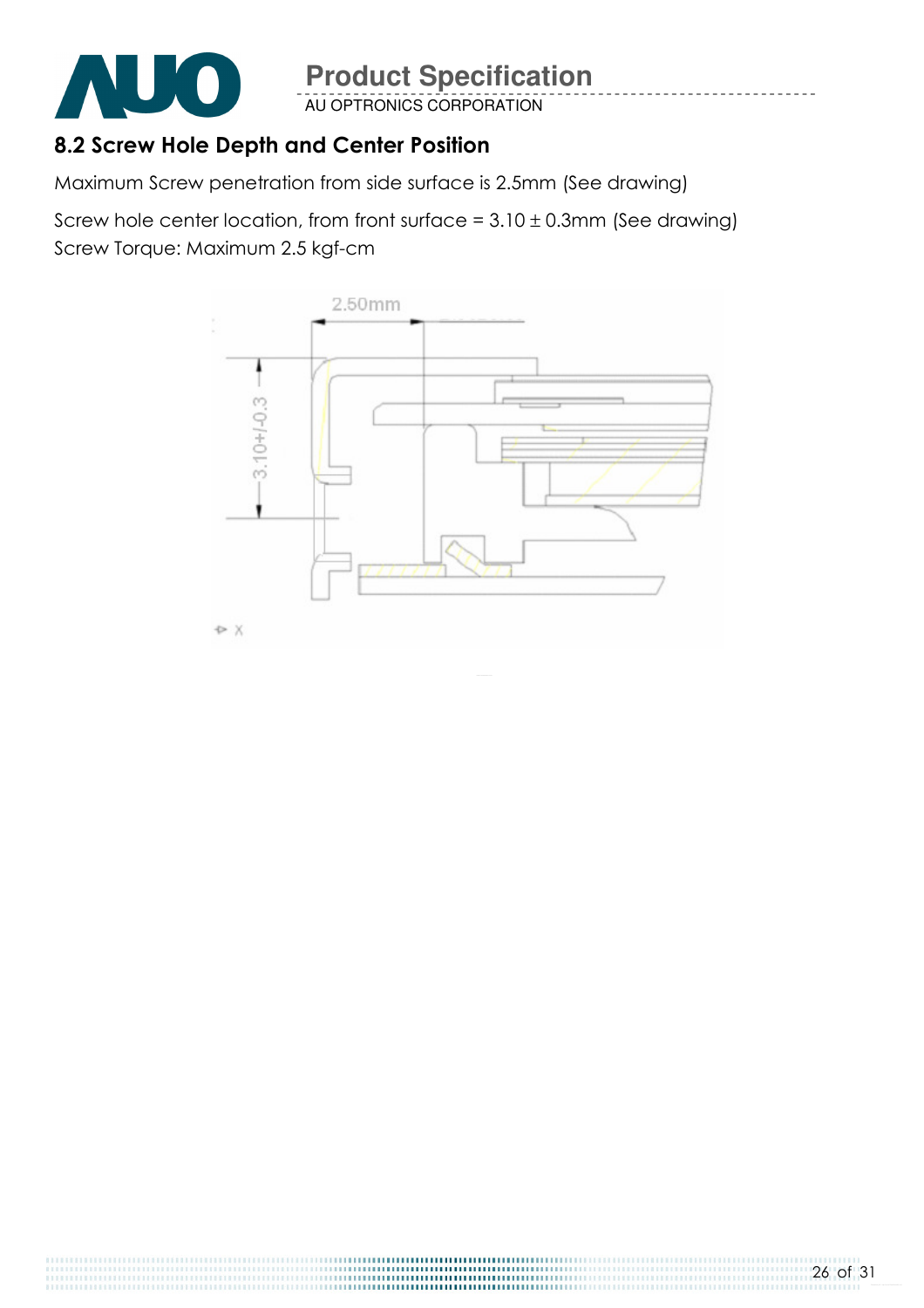## 8.2 Screw Hole Depth and Center Position

Maximum Screw penetration from side surface is 2.5mm (See drawing)

Screw hole center location, from front surface = 3.10 ± 0.3mm (See drawing)
Screw Torque: Maximum 2.5 kgf-cm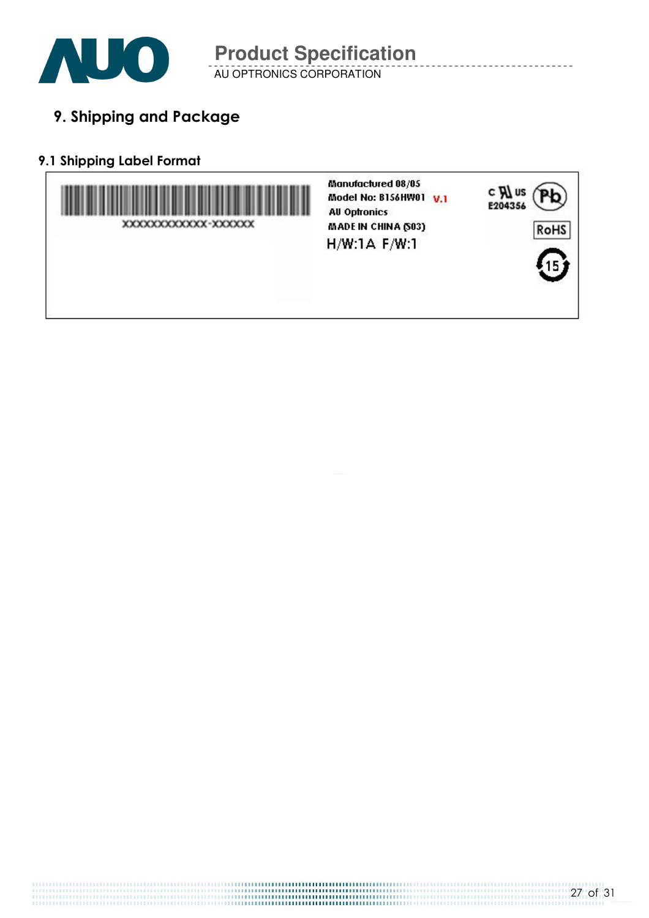## 9. Shipping and Package

### 9.1 Shipping Label Format

XXXXXXXXXXXX-XXXXXX

Manufactured 08/05
Model No: B156HW01 V.1
AU Optronics
MADE IN CHINA (S03)
H/W:1A F/W:1

c UL us
E204356

Pb

RoHS

15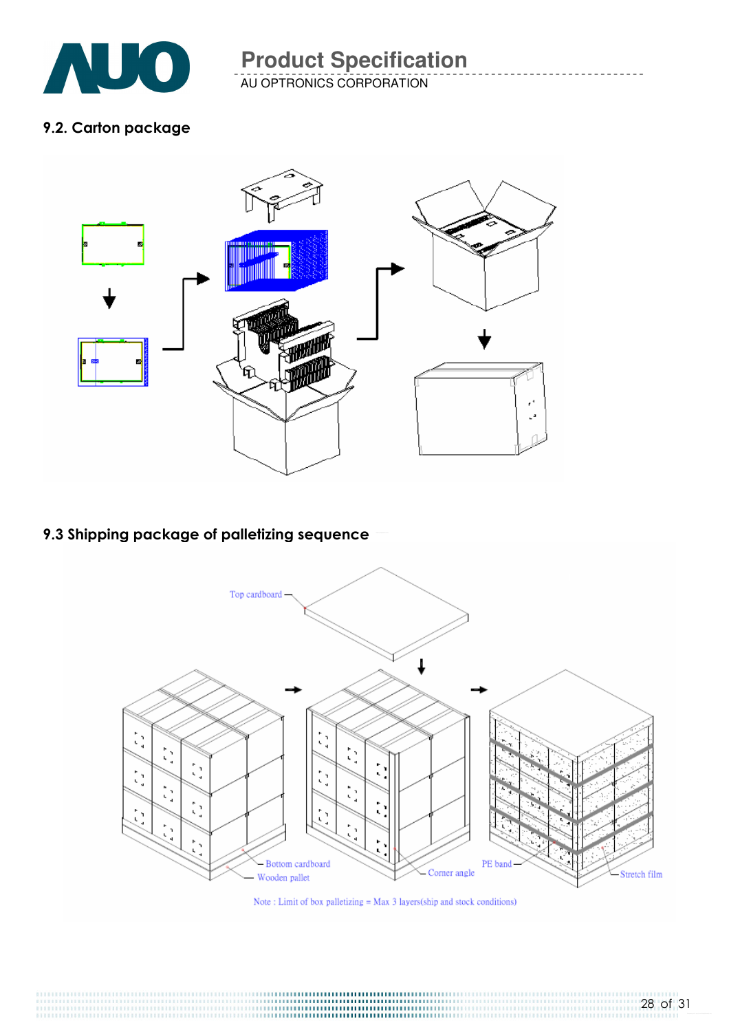### 9.2. Carton package

### 9.3 Shipping package of palletizing sequence

Top cardboard

Bottom cardboard

Wooden pallet

Corner angle

PE band

Stretch film

Note : Limit of box palletizing = Max 3 layers(ship and stock conditions)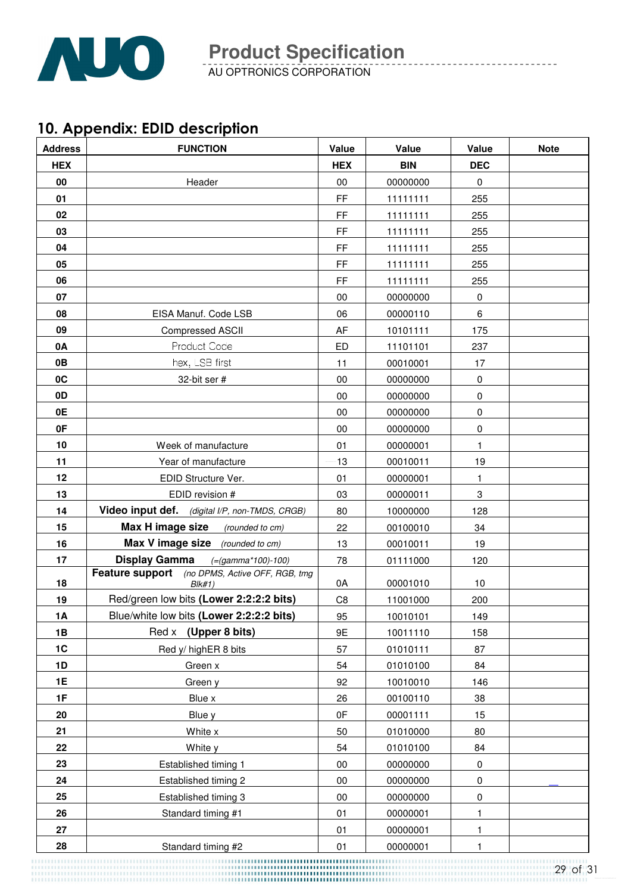## 10. Appendix: EDID description

| Address | FUNCTION | Value | Value | Value | Note |
|---|---|---|---|---|---|
| HEX | | HEX | BIN | DEC | |
| 00 | Header | 00 | 00000000 | 0 | |
| 01 | | FF | 11111111 | 255 | |
| 02 | | FF | 11111111 | 255 | |
| 03 | | FF | 11111111 | 255 | |
| 04 | | FF | 11111111 | 255 | |
| 05 | | FF | 11111111 | 255 | |
| 06 | | FF | 11111111 | 255 | |
| 07 | | 00 | 00000000 | 0 | |
| 08 | EISA Manuf. Code LSB | 06 | 00000110 | 6 | |
| 09 | Compressed ASCII | AF | 10101111 | 175 | |
| 0A | Product Code | ED | 11101101 | 237 | |
| 0B | hex, LSB first | 11 | 00010001 | 17 | |
| 0C | 32-bit ser # | 00 | 00000000 | 0 | |
| 0D | | 00 | 00000000 | 0 | |
| 0E | | 00 | 00000000 | 0 | |
| 0F | | 00 | 00000000 | 0 | |
| 10 | Week of manufacture | 01 | 00000001 | 1 | |
| 11 | Year of manufacture | 13 | 00010011 | 19 | |
| 12 | EDID Structure Ver. | 01 | 00000001 | 1 | |
| 13 | EDID revision # | 03 | 00000011 | 3 | |
| 14 | **Video input def.** *(digital I/P, non-TMDS, CRGB)* | 80 | 10000000 | 128 | |
| 15 | **Max H image size** *(rounded to cm)* | 22 | 00100010 | 34 | |
| 16 | **Max V image size** *(rounded to cm)* | 13 | 00010011 | 19 | |
| 17 | **Display Gamma** *(=(gamma*100)-100)* | 78 | 01111000 | 120 | |
| 18 | **Feature support** *(no DPMS, Active OFF, RGB, tmg Blk#1)* | 0A | 00001010 | 10 | |
| 19 | Red/green low bits **(Lower 2:2:2:2 bits)** | C8 | 11001000 | 200 | |
| 1A | Blue/white low bits **(Lower 2:2:2:2 bits)** | 95 | 10010101 | 149 | |
| 1B | Red x **(Upper 8 bits)** | 9E | 10011110 | 158 | |
| 1C | Red y/ highER 8 bits | 57 | 01010111 | 87 | |
| 1D | Green x | 54 | 01010100 | 84 | |
| 1E | Green y | 92 | 10010010 | 146 | |
| 1F | Blue x | 26 | 00100110 | 38 | |
| 20 | Blue y | 0F | 00001111 | 15 | |
| 21 | White x | 50 | 01010000 | 80 | |
| 22 | White y | 54 | 01010100 | 84 | |
| 23 | Established timing 1 | 00 | 00000000 | 0 | |
| 24 | Established timing 2 | 00 | 00000000 | 0 | |
| 25 | Established timing 3 | 00 | 00000000 | 0 | |
| 26 | Standard timing #1 | 01 | 00000001 | 1 | |
| 27 | | 01 | 00000001 | 1 | |
| 28 | Standard timing #2 | 01 | 00000001 | 1 | |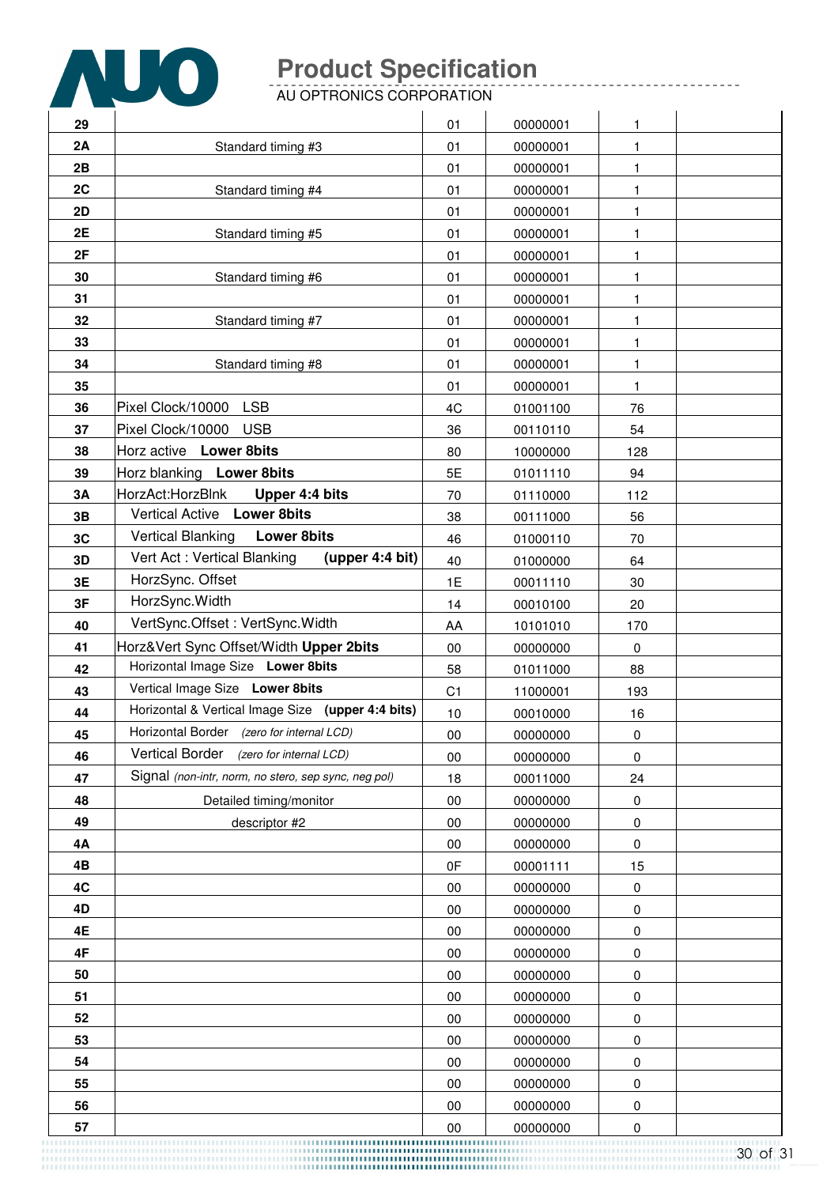| 29 | | 01 | 00000001 | 1 | |
|---|---|---|---|---|---|
| 2A | Standard timing #3 | 01 | 00000001 | 1 | |
| 2B | | 01 | 00000001 | 1 | |
| 2C | Standard timing #4 | 01 | 00000001 | 1 | |
| 2D | | 01 | 00000001 | 1 | |
| 2E | Standard timing #5 | 01 | 00000001 | 1 | |
| 2F | | 01 | 00000001 | 1 | |
| 30 | Standard timing #6 | 01 | 00000001 | 1 | |
| 31 | | 01 | 00000001 | 1 | |
| 32 | Standard timing #7 | 01 | 00000001 | 1 | |
| 33 | | 01 | 00000001 | 1 | |
| 34 | Standard timing #8 | 01 | 00000001 | 1 | |
| 35 | | 01 | 00000001 | 1 | |
| 36 | Pixel Clock/10000 LSB | 4C | 01001100 | 76 | |
| 37 | Pixel Clock/10000 USB | 36 | 00110110 | 54 | |
| 38 | Horz active **Lower 8bits** | 80 | 10000000 | 128 | |
| 39 | Horz blanking **Lower 8bits** | 5E | 01011110 | 94 | |
| 3A | HorzAct:HorzBlnk **Upper 4:4 bits** | 70 | 01110000 | 112 | |
| 3B | Vertical Active **Lower 8bits** | 38 | 00111000 | 56 | |
| 3C | Vertical Blanking **Lower 8bits** | 46 | 01000110 | 70 | |
| 3D | Vert Act : Vertical Blanking **(upper 4:4 bit)** | 40 | 01000000 | 64 | |
| 3E | HorzSync. Offset | 1E | 00011110 | 30 | |
| 3F | HorzSync.Width | 14 | 00010100 | 20 | |
| 40 | VertSync.Offset : VertSync.Width | AA | 10101010 | 170 | |
| 41 | Horz&Vert Sync Offset/Width **Upper 2bits** | 00 | 00000000 | 0 | |
| 42 | Horizontal Image Size **Lower 8bits** | 58 | 01011000 | 88 | |
| 43 | Vertical Image Size **Lower 8bits** | C1 | 11000001 | 193 | |
| 44 | Horizontal & Vertical Image Size **(upper 4:4 bits)** | 10 | 00010000 | 16 | |
| 45 | Horizontal Border *(zero for internal LCD)* | 00 | 00000000 | 0 | |
| 46 | Vertical Border *(zero for internal LCD)* | 00 | 00000000 | 0 | |
| 47 | Signal *(non-intr, norm, no stero, sep sync, neg pol)* | 18 | 00011000 | 24 | |
| 48 | Detailed timing/monitor | 00 | 00000000 | 0 | |
| 49 | descriptor #2 | 00 | 00000000 | 0 | |
| 4A | | 00 | 00000000 | 0 | |
| 4B | | 0F | 00001111 | 15 | |
| 4C | | 00 | 00000000 | 0 | |
| 4D | | 00 | 00000000 | 0 | |
| 4E | | 00 | 00000000 | 0 | |
| 4F | | 00 | 00000000 | 0 | |
| 50 | | 00 | 00000000 | 0 | |
| 51 | | 00 | 00000000 | 0 | |
| 52 | | 00 | 00000000 | 0 | |
| 53 | | 00 | 00000000 | 0 | |
| 54 | | 00 | 00000000 | 0 | |
| 55 | | 00 | 00000000 | 0 | |
| 56 | | 00 | 00000000 | 0 | |
| 57 | | 00 | 00000000 | 0 | |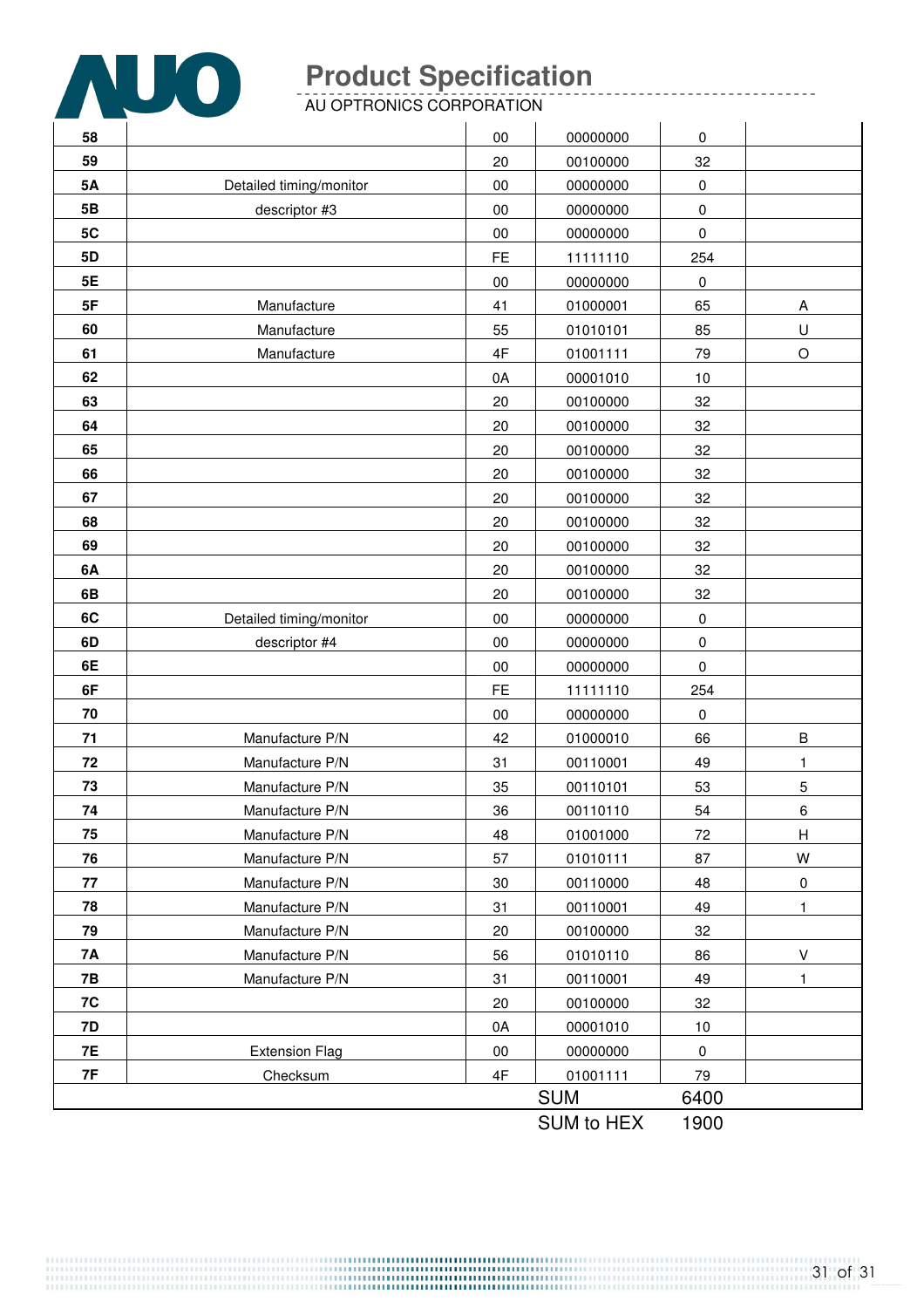| | | | | | |
|---|---|---|---|---|---|
| 58 | | 00 | 00000000 | 0 | |
| 59 | | 20 | 00100000 | 32 | |
| 5A | Detailed timing/monitor | 00 | 00000000 | 0 | |
| 5B | descriptor #3 | 00 | 00000000 | 0 | |
| 5C | | 00 | 00000000 | 0 | |
| 5D | | FE | 11111110 | 254 | |
| 5E | | 00 | 00000000 | 0 | |
| 5F | Manufacture | 41 | 01000001 | 65 | A |
| 60 | Manufacture | 55 | 01010101 | 85 | U |
| 61 | Manufacture | 4F | 01001111 | 79 | O |
| 62 | | 0A | 00001010 | 10 | |
| 63 | | 20 | 00100000 | 32 | |
| 64 | | 20 | 00100000 | 32 | |
| 65 | | 20 | 00100000 | 32 | |
| 66 | | 20 | 00100000 | 32 | |
| 67 | | 20 | 00100000 | 32 | |
| 68 | | 20 | 00100000 | 32 | |
| 69 | | 20 | 00100000 | 32 | |
| 6A | | 20 | 00100000 | 32 | |
| 6B | | 20 | 00100000 | 32 | |
| 6C | Detailed timing/monitor | 00 | 00000000 | 0 | |
| 6D | descriptor #4 | 00 | 00000000 | 0 | |
| 6E | | 00 | 00000000 | 0 | |
| 6F | | FE | 11111110 | 254 | |
| 70 | | 00 | 00000000 | 0 | |
| 71 | Manufacture P/N | 42 | 01000010 | 66 | B |
| 72 | Manufacture P/N | 31 | 00110001 | 49 | 1 |
| 73 | Manufacture P/N | 35 | 00110101 | 53 | 5 |
| 74 | Manufacture P/N | 36 | 00110110 | 54 | 6 |
| 75 | Manufacture P/N | 48 | 01001000 | 72 | H |
| 76 | Manufacture P/N | 57 | 01010111 | 87 | W |
| 77 | Manufacture P/N | 30 | 00110000 | 48 | 0 |
| 78 | Manufacture P/N | 31 | 00110001 | 49 | 1 |
| 79 | Manufacture P/N | 20 | 00100000 | 32 | |
| 7A | Manufacture P/N | 56 | 01010110 | 86 | V |
| 7B | Manufacture P/N | 31 | 00110001 | 49 | 1 |
| 7C | | 20 | 00100000 | 32 | |
| 7D | | 0A | 00001010 | 10 | |
| 7E | Extension Flag | 00 | 00000000 | 0 | |
| 7F | Checksum | 4F | 01001111 | 79 | |
| | | | SUM | 6400 | |
| | | | SUM to HEX | 1900 | |